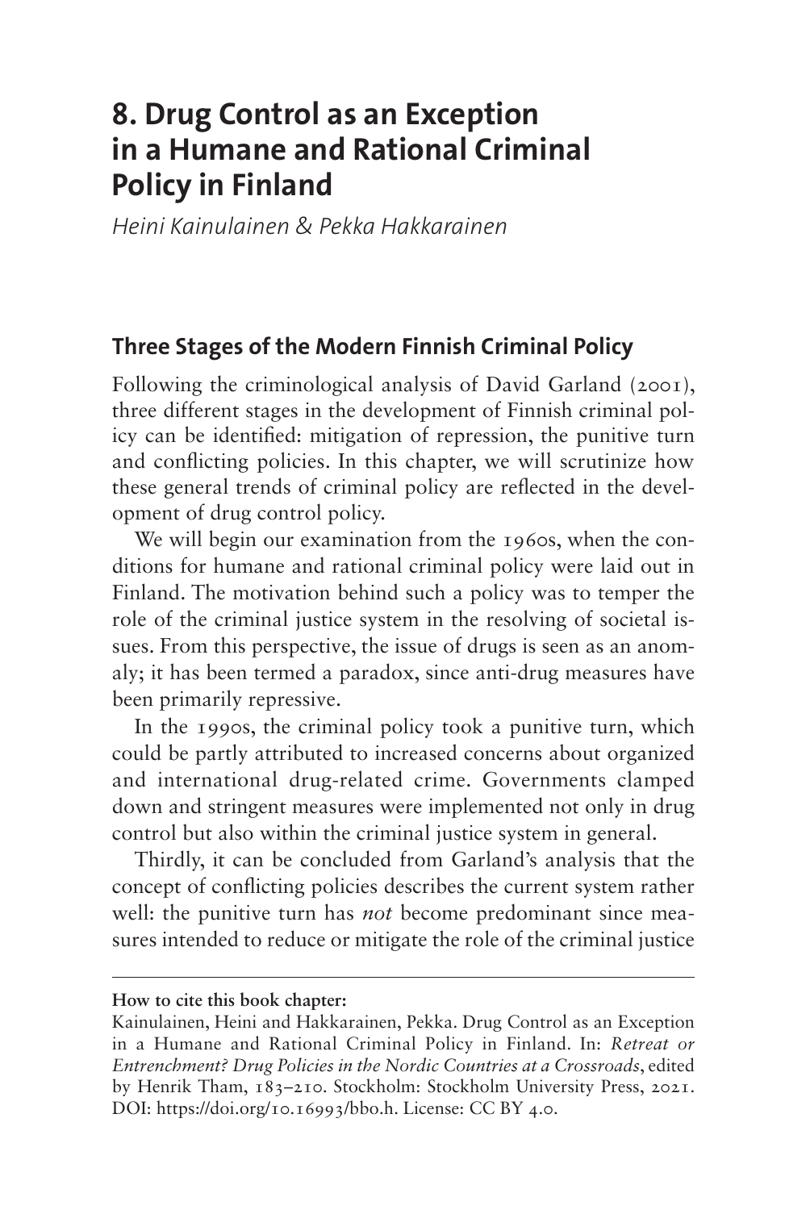# 8. Drug Control as an Exception in a Humane and Rational Criminal Policy in Finland

*Heini Kainulainen & Pekka Hakkarainen*

## Three Stages of the Modern Finnish Criminal Policy

Following the criminological analysis of David Garland (2001), three different stages in the development of Finnish criminal policy can be identified: mitigation of repression, the punitive turn and conflicting policies. In this chapter, we will scrutinize how these general trends of criminal policy are reflected in the development of drug control policy.

We will begin our examination from the 1960s, when the conditions for humane and rational criminal policy were laid out in Finland. The motivation behind such a policy was to temper the role of the criminal justice system in the resolving of societal issues. From this perspective, the issue of drugs is seen as an anomaly; it has been termed a paradox, since anti-drug measures have been primarily repressive.

In the 1990s, the criminal policy took a punitive turn, which could be partly attributed to increased concerns about organized and international drug-related crime. Governments clamped down and stringent measures were implemented not only in drug control but also within the criminal justice system in general.

Thirdly, it can be concluded from Garland's analysis that the concept of conflicting policies describes the current system rather well: the punitive turn has *not* become predominant since measures intended to reduce or mitigate the role of the criminal justice

---

**How to cite this book chapter:**

Kainulainen, Heini and Hakkarainen, Pekka. Drug Control as an Exception in a Humane and Rational Criminal Policy in Finland. In: *Retreat or Entrenchment? Drug Policies in the Nordic Countries at a Crossroads*, edited by Henrik Tham, 183–210. Stockholm: Stockholm University Press, 2021. DOI: https://doi.org/10.16993/bbo.h. License: CC BY 4.0.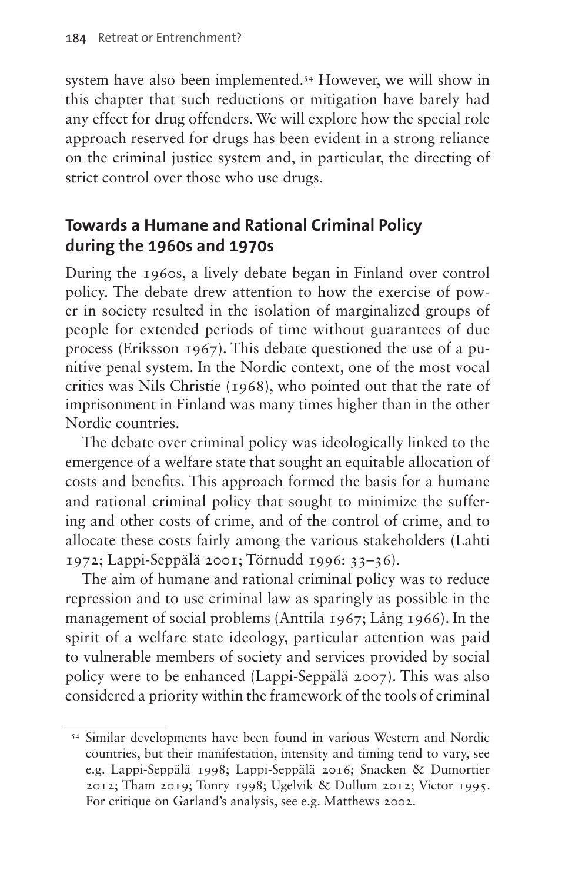system have also been implemented.[54] However, we will show in this chapter that such reductions or mitigation have barely had any effect for drug offenders. We will explore how the special role approach reserved for drugs has been evident in a strong reliance on the criminal justice system and, in particular, the directing of strict control over those who use drugs.

## Towards a Humane and Rational Criminal Policy during the 1960s and 1970s

During the 1960s, a lively debate began in Finland over control policy. The debate drew attention to how the exercise of power in society resulted in the isolation of marginalized groups of people for extended periods of time without guarantees of due process (Eriksson 1967). This debate questioned the use of a punitive penal system. In the Nordic context, one of the most vocal critics was Nils Christie (1968), who pointed out that the rate of imprisonment in Finland was many times higher than in the other Nordic countries.

The debate over criminal policy was ideologically linked to the emergence of a welfare state that sought an equitable allocation of costs and benefits. This approach formed the basis for a humane and rational criminal policy that sought to minimize the suffering and other costs of crime, and of the control of crime, and to allocate these costs fairly among the various stakeholders (Lahti 1972; Lappi-Seppälä 2001; Törnudd 1996: 33–36).

The aim of humane and rational criminal policy was to reduce repression and to use criminal law as sparingly as possible in the management of social problems (Anttila 1967; Lång 1966). In the spirit of a welfare state ideology, particular attention was paid to vulnerable members of society and services provided by social policy were to be enhanced (Lappi-Seppälä 2007). This was also considered a priority within the framework of the tools of criminal

[54] Similar developments have been found in various Western and Nordic countries, but their manifestation, intensity and timing tend to vary, see e.g. Lappi-Seppälä 1998; Lappi-Seppälä 2016; Snacken & Dumortier 2012; Tham 2019; Tonry 1998; Ugelvik & Dullum 2012; Victor 1995. For critique on Garland's analysis, see e.g. Matthews 2002.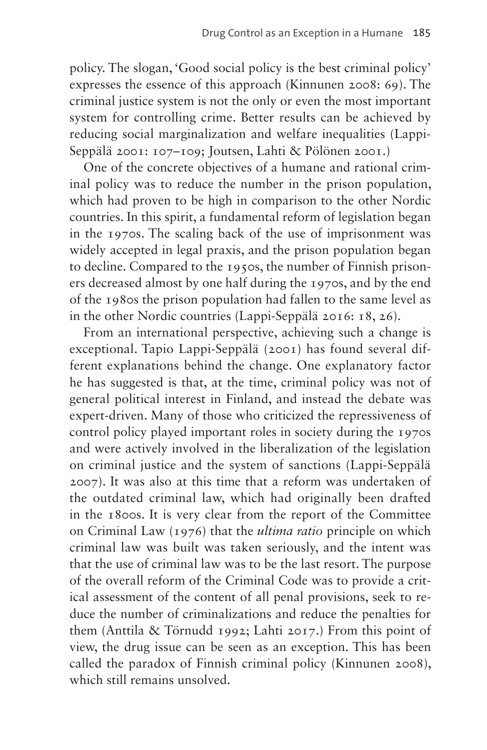policy. The slogan, 'Good social policy is the best criminal policy' expresses the essence of this approach (Kinnunen 2008: 69). The criminal justice system is not the only or even the most important system for controlling crime. Better results can be achieved by reducing social marginalization and welfare inequalities (Lappi-Seppälä 2001: 107–109; Joutsen, Lahti & Pölönen 2001.)

One of the concrete objectives of a humane and rational criminal policy was to reduce the number in the prison population, which had proven to be high in comparison to the other Nordic countries. In this spirit, a fundamental reform of legislation began in the 1970s. The scaling back of the use of imprisonment was widely accepted in legal praxis, and the prison population began to decline. Compared to the 1950s, the number of Finnish prisoners decreased almost by one half during the 1970s, and by the end of the 1980s the prison population had fallen to the same level as in the other Nordic countries (Lappi-Seppälä 2016: 18, 26).

From an international perspective, achieving such a change is exceptional. Tapio Lappi-Seppälä (2001) has found several different explanations behind the change. One explanatory factor he has suggested is that, at the time, criminal policy was not of general political interest in Finland, and instead the debate was expert-driven. Many of those who criticized the repressiveness of control policy played important roles in society during the 1970s and were actively involved in the liberalization of the legislation on criminal justice and the system of sanctions (Lappi-Seppälä 2007). It was also at this time that a reform was undertaken of the outdated criminal law, which had originally been drafted in the 1800s. It is very clear from the report of the Committee on Criminal Law (1976) that the *ultima ratio* principle on which criminal law was built was taken seriously, and the intent was that the use of criminal law was to be the last resort. The purpose of the overall reform of the Criminal Code was to provide a critical assessment of the content of all penal provisions, seek to reduce the number of criminalizations and reduce the penalties for them (Anttila & Törnudd 1992; Lahti 2017.) From this point of view, the drug issue can be seen as an exception. This has been called the paradox of Finnish criminal policy (Kinnunen 2008), which still remains unsolved.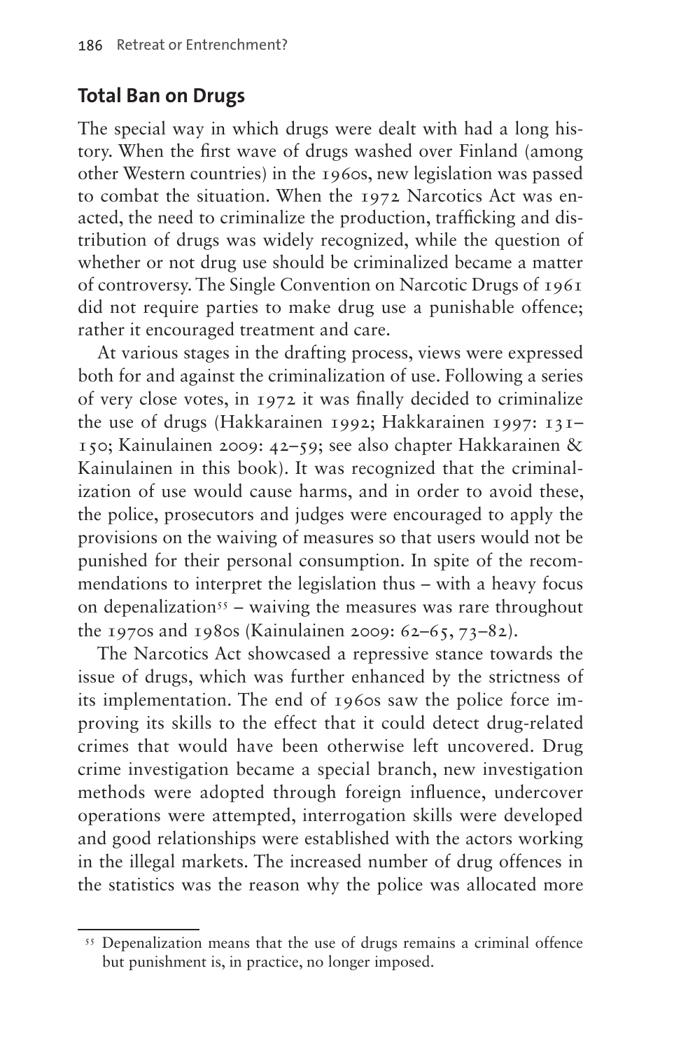## Total Ban on Drugs

The special way in which drugs were dealt with had a long history. When the first wave of drugs washed over Finland (among other Western countries) in the 1960s, new legislation was passed to combat the situation. When the 1972 Narcotics Act was enacted, the need to criminalize the production, trafficking and distribution of drugs was widely recognized, while the question of whether or not drug use should be criminalized became a matter of controversy. The Single Convention on Narcotic Drugs of 1961 did not require parties to make drug use a punishable offence; rather it encouraged treatment and care.

At various stages in the drafting process, views were expressed both for and against the criminalization of use. Following a series of very close votes, in 1972 it was finally decided to criminalize the use of drugs (Hakkarainen 1992; Hakkarainen 1997: 131–150; Kainulainen 2009: 42–59; see also chapter Hakkarainen & Kainulainen in this book). It was recognized that the criminalization of use would cause harms, and in order to avoid these, the police, prosecutors and judges were encouraged to apply the provisions on the waiving of measures so that users would not be punished for their personal consumption. In spite of the recommendations to interpret the legislation thus – with a heavy focus on depenalization[55] – waiving the measures was rare throughout the 1970s and 1980s (Kainulainen 2009: 62–65, 73–82).

The Narcotics Act showcased a repressive stance towards the issue of drugs, which was further enhanced by the strictness of its implementation. The end of 1960s saw the police force improving its skills to the effect that it could detect drug-related crimes that would have been otherwise left uncovered. Drug crime investigation became a special branch, new investigation methods were adopted through foreign influence, undercover operations were attempted, interrogation skills were developed and good relationships were established with the actors working in the illegal markets. The increased number of drug offences in the statistics was the reason why the police was allocated more

---

[55] Depenalization means that the use of drugs remains a criminal offence but punishment is, in practice, no longer imposed.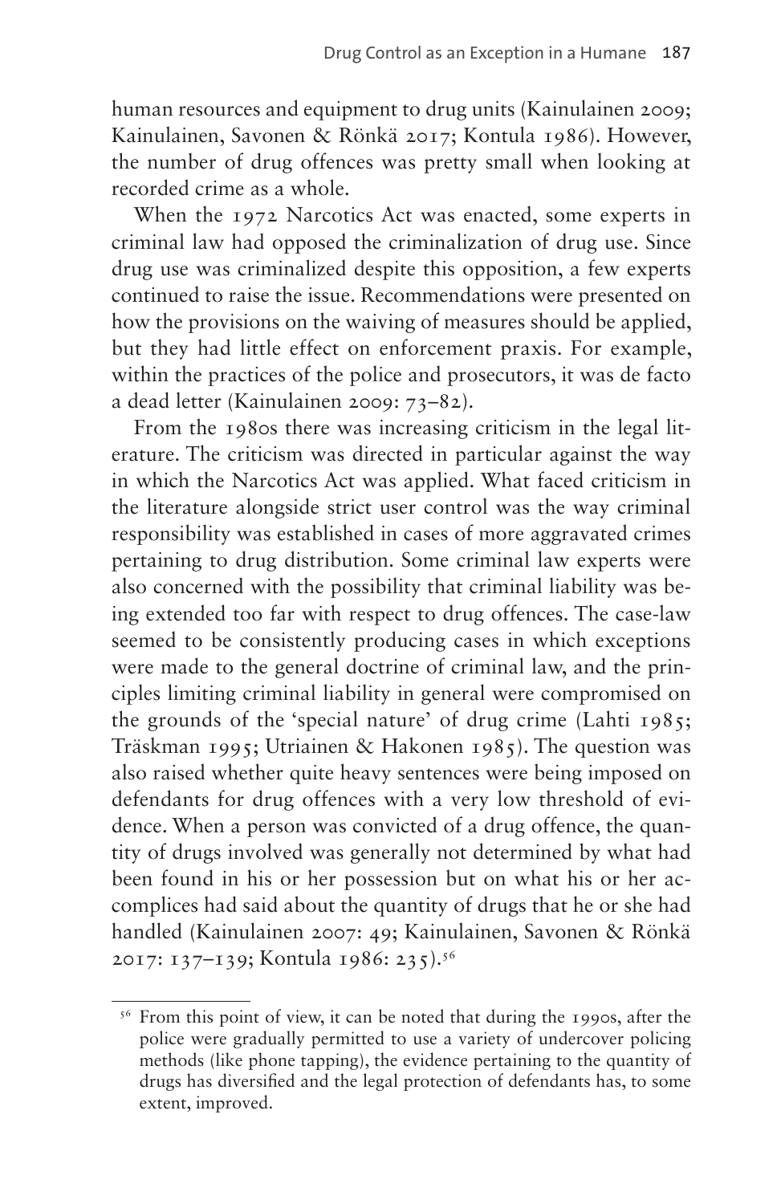human resources and equipment to drug units (Kainulainen 2009; Kainulainen, Savonen & Rönkä 2017; Kontula 1986). However, the number of drug offences was pretty small when looking at recorded crime as a whole.

When the 1972 Narcotics Act was enacted, some experts in criminal law had opposed the criminalization of drug use. Since drug use was criminalized despite this opposition, a few experts continued to raise the issue. Recommendations were presented on how the provisions on the waiving of measures should be applied, but they had little effect on enforcement praxis. For example, within the practices of the police and prosecutors, it was de facto a dead letter (Kainulainen 2009: 73–82).

From the 1980s there was increasing criticism in the legal literature. The criticism was directed in particular against the way in which the Narcotics Act was applied. What faced criticism in the literature alongside strict user control was the way criminal responsibility was established in cases of more aggravated crimes pertaining to drug distribution. Some criminal law experts were also concerned with the possibility that criminal liability was being extended too far with respect to drug offences. The case-law seemed to be consistently producing cases in which exceptions were made to the general doctrine of criminal law, and the principles limiting criminal liability in general were compromised on the grounds of the 'special nature' of drug crime (Lahti 1985; Träskman 1995; Utriainen & Hakonen 1985). The question was also raised whether quite heavy sentences were being imposed on defendants for drug offences with a very low threshold of evidence. When a person was convicted of a drug offence, the quantity of drugs involved was generally not determined by what had been found in his or her possession but on what his or her accomplices had said about the quantity of drugs that he or she had handled (Kainulainen 2007: 49; Kainulainen, Savonen & Rönkä 2017: 137–139; Kontula 1986: 235).[56]

[56] From this point of view, it can be noted that during the 1990s, after the police were gradually permitted to use a variety of undercover policing methods (like phone tapping), the evidence pertaining to the quantity of drugs has diversified and the legal protection of defendants has, to some extent, improved.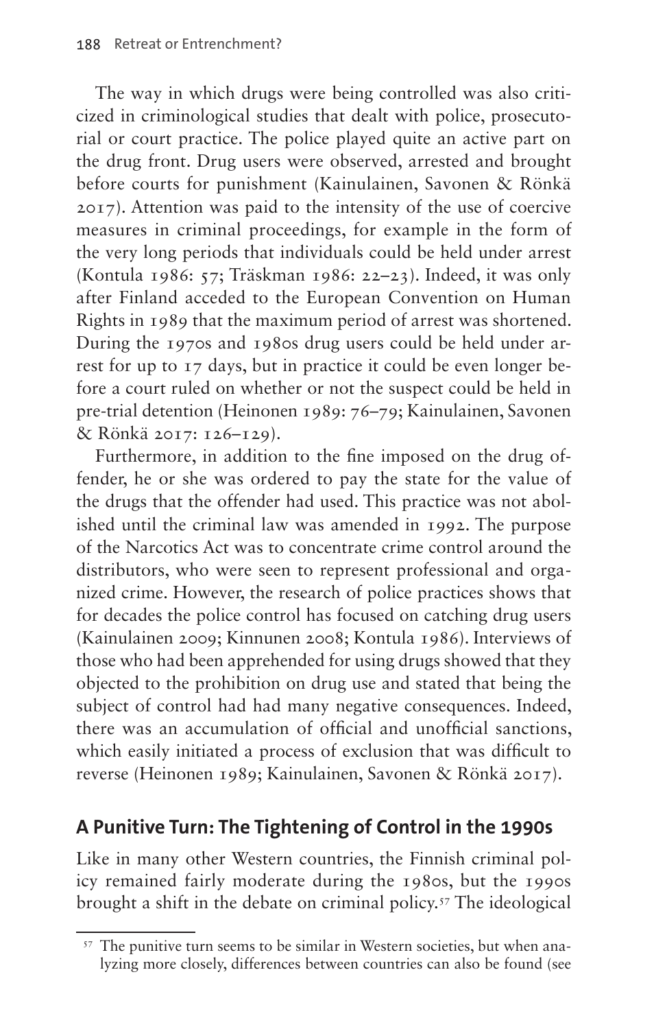The way in which drugs were being controlled was also criticized in criminological studies that dealt with police, prosecutorial or court practice. The police played quite an active part on the drug front. Drug users were observed, arrested and brought before courts for punishment (Kainulainen, Savonen & Rönkä 2017). Attention was paid to the intensity of the use of coercive measures in criminal proceedings, for example in the form of the very long periods that individuals could be held under arrest (Kontula 1986: 57; Träskman 1986: 22–23). Indeed, it was only after Finland acceded to the European Convention on Human Rights in 1989 that the maximum period of arrest was shortened. During the 1970s and 1980s drug users could be held under arrest for up to 17 days, but in practice it could be even longer before a court ruled on whether or not the suspect could be held in pre-trial detention (Heinonen 1989: 76–79; Kainulainen, Savonen & Rönkä 2017: 126–129).

Furthermore, in addition to the fine imposed on the drug offender, he or she was ordered to pay the state for the value of the drugs that the offender had used. This practice was not abolished until the criminal law was amended in 1992. The purpose of the Narcotics Act was to concentrate crime control around the distributors, who were seen to represent professional and organized crime. However, the research of police practices shows that for decades the police control has focused on catching drug users (Kainulainen 2009; Kinnunen 2008; Kontula 1986). Interviews of those who had been apprehended for using drugs showed that they objected to the prohibition on drug use and stated that being the subject of control had had many negative consequences. Indeed, there was an accumulation of official and unofficial sanctions, which easily initiated a process of exclusion that was difficult to reverse (Heinonen 1989; Kainulainen, Savonen & Rönkä 2017).

## A Punitive Turn: The Tightening of Control in the 1990s

Like in many other Western countries, the Finnish criminal policy remained fairly moderate during the 1980s, but the 1990s brought a shift in the debate on criminal policy.[57] The ideological

[57] The punitive turn seems to be similar in Western societies, but when analyzing more closely, differences between countries can also be found (see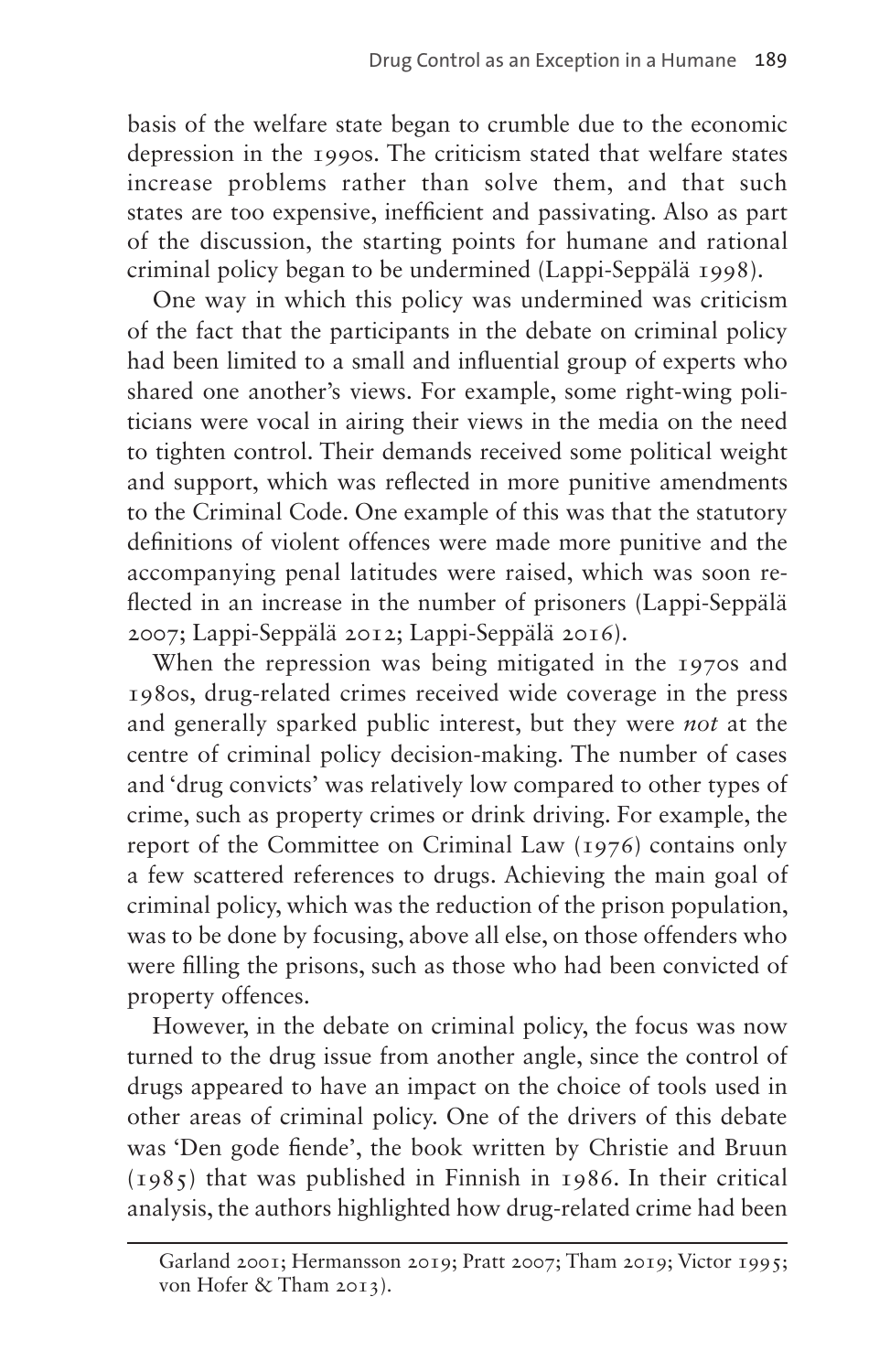basis of the welfare state began to crumble due to the economic depression in the 1990s. The criticism stated that welfare states increase problems rather than solve them, and that such states are too expensive, inefficient and passivating. Also as part of the discussion, the starting points for humane and rational criminal policy began to be undermined (Lappi-Seppälä 1998).

One way in which this policy was undermined was criticism of the fact that the participants in the debate on criminal policy had been limited to a small and influential group of experts who shared one another's views. For example, some right-wing politicians were vocal in airing their views in the media on the need to tighten control. Their demands received some political weight and support, which was reflected in more punitive amendments to the Criminal Code. One example of this was that the statutory definitions of violent offences were made more punitive and the accompanying penal latitudes were raised, which was soon reflected in an increase in the number of prisoners (Lappi-Seppälä 2007; Lappi-Seppälä 2012; Lappi-Seppälä 2016).

When the repression was being mitigated in the 1970s and 1980s, drug-related crimes received wide coverage in the press and generally sparked public interest, but they were *not* at the centre of criminal policy decision-making. The number of cases and 'drug convicts' was relatively low compared to other types of crime, such as property crimes or drink driving. For example, the report of the Committee on Criminal Law (1976) contains only a few scattered references to drugs. Achieving the main goal of criminal policy, which was the reduction of the prison population, was to be done by focusing, above all else, on those offenders who were filling the prisons, such as those who had been convicted of property offences.

However, in the debate on criminal policy, the focus was now turned to the drug issue from another angle, since the control of drugs appeared to have an impact on the choice of tools used in other areas of criminal policy. One of the drivers of this debate was 'Den gode fiende', the book written by Christie and Bruun (1985) that was published in Finnish in 1986. In their critical analysis, the authors highlighted how drug-related crime had been

---

Garland 2001; Hermansson 2019; Pratt 2007; Tham 2019; Victor 1995; von Hofer & Tham 2013).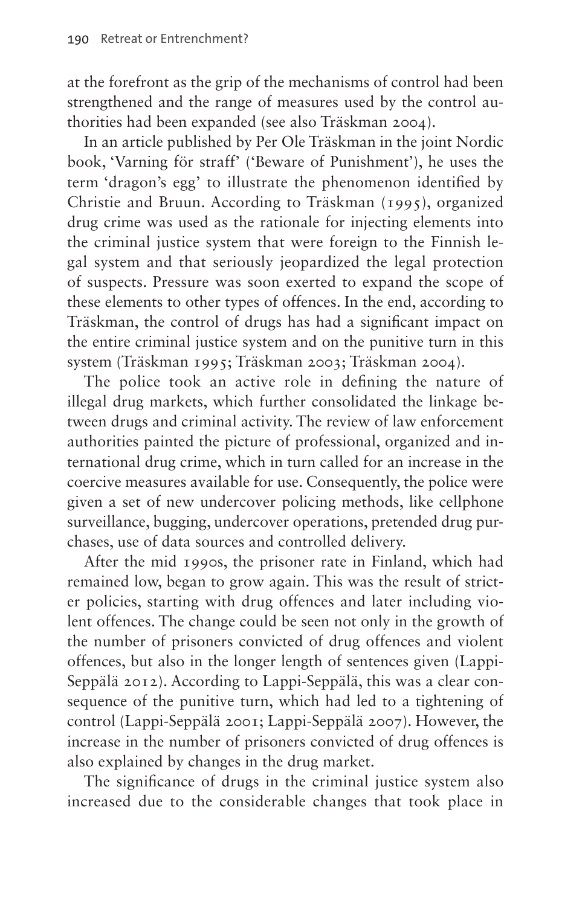at the forefront as the grip of the mechanisms of control had been strengthened and the range of measures used by the control authorities had been expanded (see also Träskman 2004).

In an article published by Per Ole Träskman in the joint Nordic book, 'Varning för straff' ('Beware of Punishment'), he uses the term 'dragon's egg' to illustrate the phenomenon identified by Christie and Bruun. According to Träskman (1995), organized drug crime was used as the rationale for injecting elements into the criminal justice system that were foreign to the Finnish legal system and that seriously jeopardized the legal protection of suspects. Pressure was soon exerted to expand the scope of these elements to other types of offences. In the end, according to Träskman, the control of drugs has had a significant impact on the entire criminal justice system and on the punitive turn in this system (Träskman 1995; Träskman 2003; Träskman 2004).

The police took an active role in defining the nature of illegal drug markets, which further consolidated the linkage between drugs and criminal activity. The review of law enforcement authorities painted the picture of professional, organized and international drug crime, which in turn called for an increase in the coercive measures available for use. Consequently, the police were given a set of new undercover policing methods, like cellphone surveillance, bugging, undercover operations, pretended drug purchases, use of data sources and controlled delivery.

After the mid 1990s, the prisoner rate in Finland, which had remained low, began to grow again. This was the result of stricter policies, starting with drug offences and later including violent offences. The change could be seen not only in the growth of the number of prisoners convicted of drug offences and violent offences, but also in the longer length of sentences given (Lappi-Seppälä 2012). According to Lappi-Seppälä, this was a clear consequence of the punitive turn, which had led to a tightening of control (Lappi-Seppälä 2001; Lappi-Seppälä 2007). However, the increase in the number of prisoners convicted of drug offences is also explained by changes in the drug market.

The significance of drugs in the criminal justice system also increased due to the considerable changes that took place in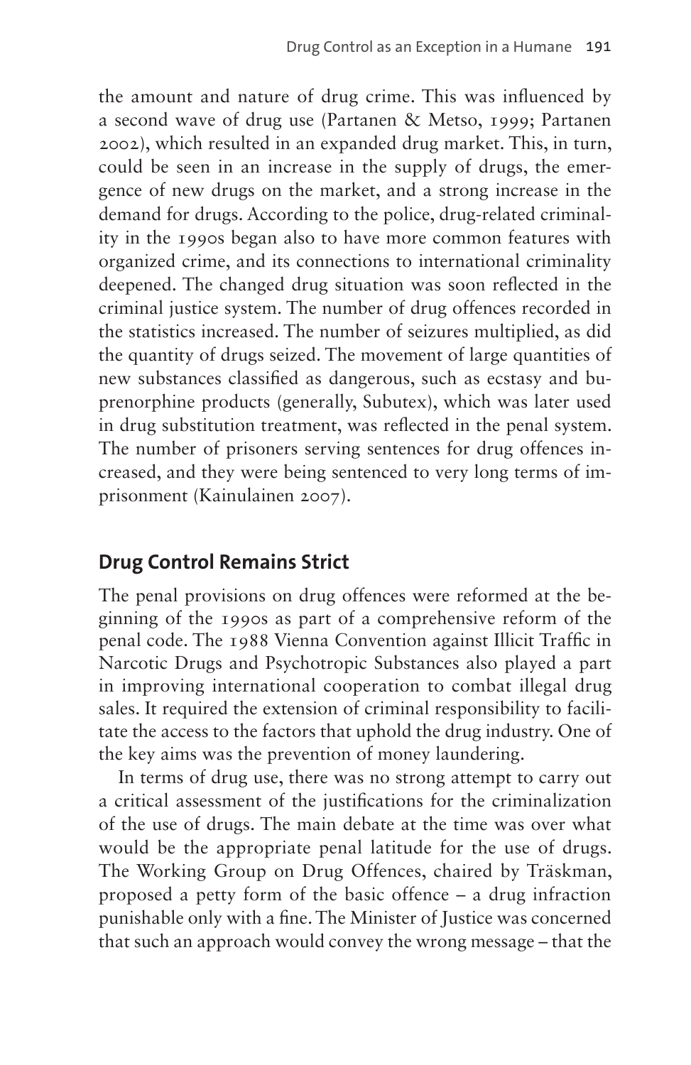the amount and nature of drug crime. This was influenced by a second wave of drug use (Partanen & Metso, 1999; Partanen 2002), which resulted in an expanded drug market. This, in turn, could be seen in an increase in the supply of drugs, the emergence of new drugs on the market, and a strong increase in the demand for drugs. According to the police, drug-related criminality in the 1990s began also to have more common features with organized crime, and its connections to international criminality deepened. The changed drug situation was soon reflected in the criminal justice system. The number of drug offences recorded in the statistics increased. The number of seizures multiplied, as did the quantity of drugs seized. The movement of large quantities of new substances classified as dangerous, such as ecstasy and buprenorphine products (generally, Subutex), which was later used in drug substitution treatment, was reflected in the penal system. The number of prisoners serving sentences for drug offences increased, and they were being sentenced to very long terms of imprisonment (Kainulainen 2007).

## Drug Control Remains Strict

The penal provisions on drug offences were reformed at the beginning of the 1990s as part of a comprehensive reform of the penal code. The 1988 Vienna Convention against Illicit Traffic in Narcotic Drugs and Psychotropic Substances also played a part in improving international cooperation to combat illegal drug sales. It required the extension of criminal responsibility to facilitate the access to the factors that uphold the drug industry. One of the key aims was the prevention of money laundering.

In terms of drug use, there was no strong attempt to carry out a critical assessment of the justifications for the criminalization of the use of drugs. The main debate at the time was over what would be the appropriate penal latitude for the use of drugs. The Working Group on Drug Offences, chaired by Träskman, proposed a petty form of the basic offence – a drug infraction punishable only with a fine. The Minister of Justice was concerned that such an approach would convey the wrong message – that the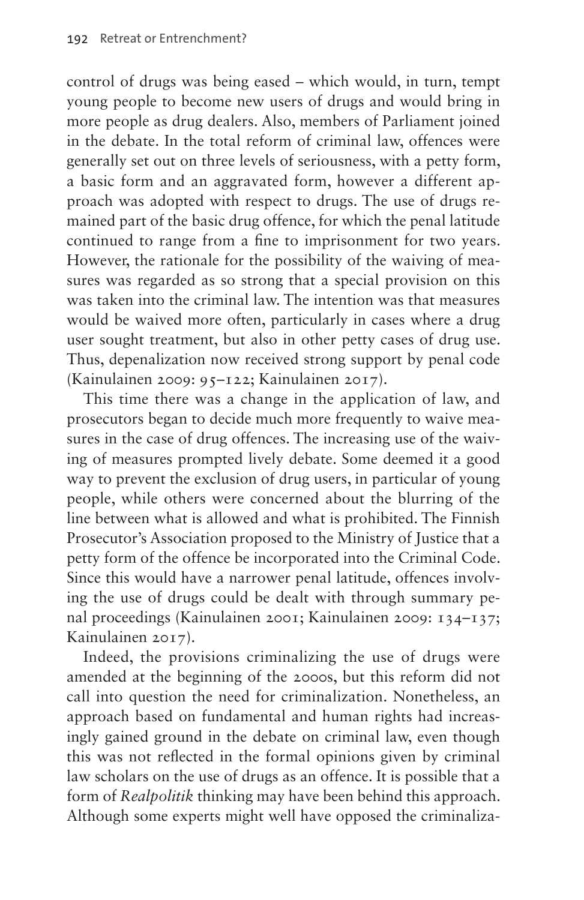control of drugs was being eased – which would, in turn, tempt young people to become new users of drugs and would bring in more people as drug dealers. Also, members of Parliament joined in the debate. In the total reform of criminal law, offences were generally set out on three levels of seriousness, with a petty form, a basic form and an aggravated form, however a different approach was adopted with respect to drugs. The use of drugs remained part of the basic drug offence, for which the penal latitude continued to range from a fine to imprisonment for two years. However, the rationale for the possibility of the waiving of measures was regarded as so strong that a special provision on this was taken into the criminal law. The intention was that measures would be waived more often, particularly in cases where a drug user sought treatment, but also in other petty cases of drug use. Thus, depenalization now received strong support by penal code (Kainulainen 2009: 95–122; Kainulainen 2017).

This time there was a change in the application of law, and prosecutors began to decide much more frequently to waive measures in the case of drug offences. The increasing use of the waiving of measures prompted lively debate. Some deemed it a good way to prevent the exclusion of drug users, in particular of young people, while others were concerned about the blurring of the line between what is allowed and what is prohibited. The Finnish Prosecutor's Association proposed to the Ministry of Justice that a petty form of the offence be incorporated into the Criminal Code. Since this would have a narrower penal latitude, offences involving the use of drugs could be dealt with through summary penal proceedings (Kainulainen 2001; Kainulainen 2009: 134–137; Kainulainen 2017).

Indeed, the provisions criminalizing the use of drugs were amended at the beginning of the 2000s, but this reform did not call into question the need for criminalization. Nonetheless, an approach based on fundamental and human rights had increasingly gained ground in the debate on criminal law, even though this was not reflected in the formal opinions given by criminal law scholars on the use of drugs as an offence. It is possible that a form of *Realpolitik* thinking may have been behind this approach. Although some experts might well have opposed the criminaliza-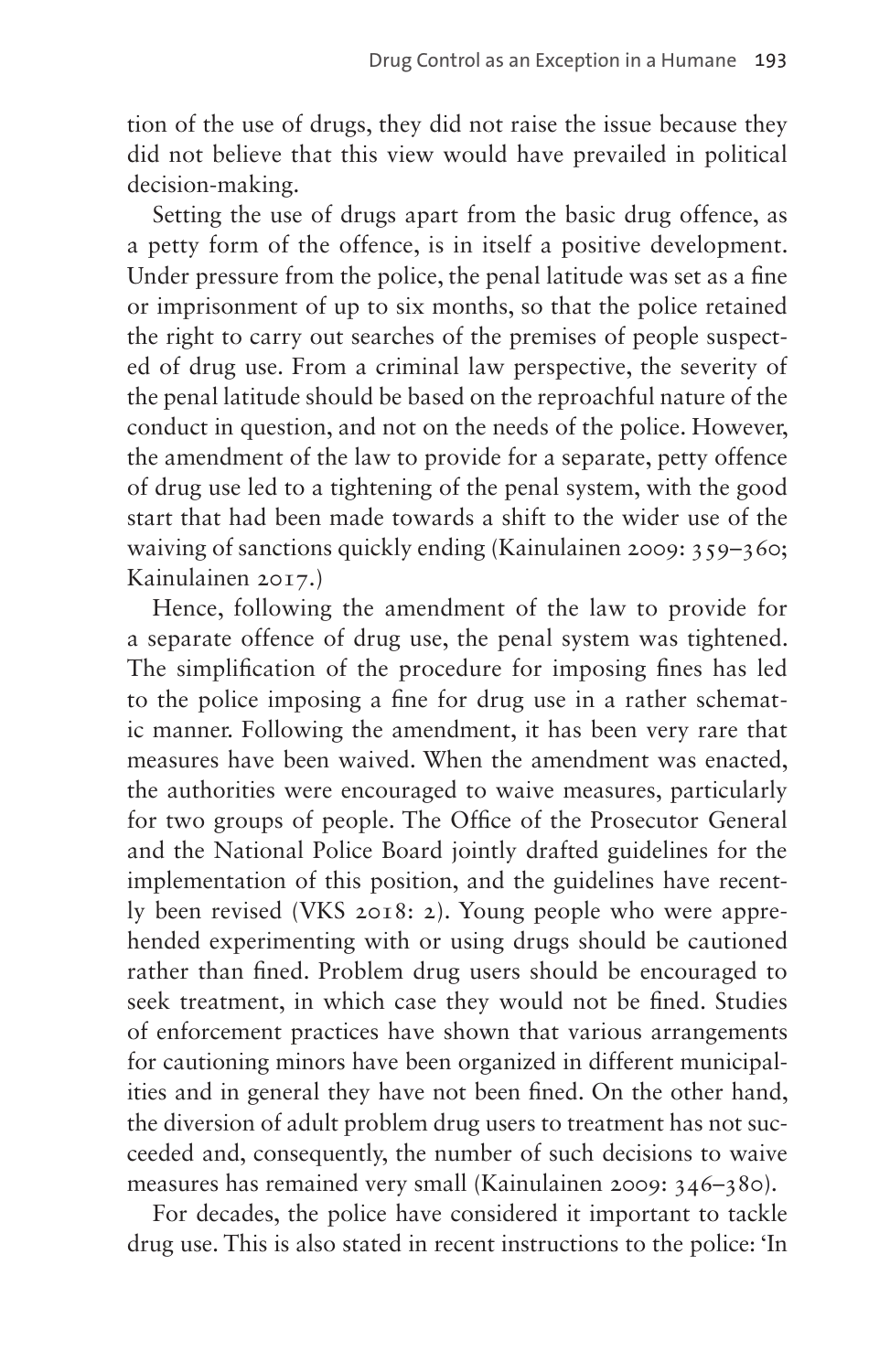tion of the use of drugs, they did not raise the issue because they did not believe that this view would have prevailed in political decision-making.

Setting the use of drugs apart from the basic drug offence, as a petty form of the offence, is in itself a positive development. Under pressure from the police, the penal latitude was set as a fine or imprisonment of up to six months, so that the police retained the right to carry out searches of the premises of people suspected of drug use. From a criminal law perspective, the severity of the penal latitude should be based on the reproachful nature of the conduct in question, and not on the needs of the police. However, the amendment of the law to provide for a separate, petty offence of drug use led to a tightening of the penal system, with the good start that had been made towards a shift to the wider use of the waiving of sanctions quickly ending (Kainulainen 2009: 359–360; Kainulainen 2017.)

Hence, following the amendment of the law to provide for a separate offence of drug use, the penal system was tightened. The simplification of the procedure for imposing fines has led to the police imposing a fine for drug use in a rather schematic manner. Following the amendment, it has been very rare that measures have been waived. When the amendment was enacted, the authorities were encouraged to waive measures, particularly for two groups of people. The Office of the Prosecutor General and the National Police Board jointly drafted guidelines for the implementation of this position, and the guidelines have recently been revised (VKS 2018: 2). Young people who were apprehended experimenting with or using drugs should be cautioned rather than fined. Problem drug users should be encouraged to seek treatment, in which case they would not be fined. Studies of enforcement practices have shown that various arrangements for cautioning minors have been organized in different municipalities and in general they have not been fined. On the other hand, the diversion of adult problem drug users to treatment has not succeeded and, consequently, the number of such decisions to waive measures has remained very small (Kainulainen 2009: 346–380).

For decades, the police have considered it important to tackle drug use. This is also stated in recent instructions to the police: 'In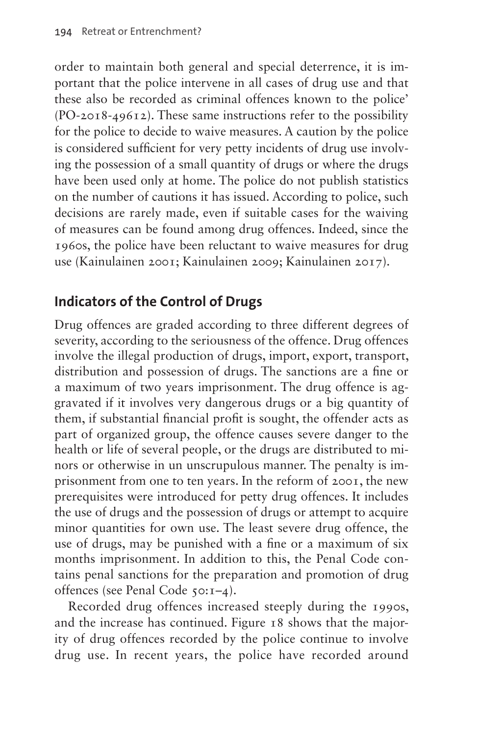order to maintain both general and special deterrence, it is important that the police intervene in all cases of drug use and that these also be recorded as criminal offences known to the police' (PO-2018-49612). These same instructions refer to the possibility for the police to decide to waive measures. A caution by the police is considered sufficient for very petty incidents of drug use involving the possession of a small quantity of drugs or where the drugs have been used only at home. The police do not publish statistics on the number of cautions it has issued. According to police, such decisions are rarely made, even if suitable cases for the waiving of measures can be found among drug offences. Indeed, since the 1960s, the police have been reluctant to waive measures for drug use (Kainulainen 2001; Kainulainen 2009; Kainulainen 2017).

## Indicators of the Control of Drugs

Drug offences are graded according to three different degrees of severity, according to the seriousness of the offence. Drug offences involve the illegal production of drugs, import, export, transport, distribution and possession of drugs. The sanctions are a fine or a maximum of two years imprisonment. The drug offence is aggravated if it involves very dangerous drugs or a big quantity of them, if substantial financial profit is sought, the offender acts as part of organized group, the offence causes severe danger to the health or life of several people, or the drugs are distributed to minors or otherwise in un unscrupulous manner. The penalty is imprisonment from one to ten years. In the reform of 2001, the new prerequisites were introduced for petty drug offences. It includes the use of drugs and the possession of drugs or attempt to acquire minor quantities for own use. The least severe drug offence, the use of drugs, may be punished with a fine or a maximum of six months imprisonment. In addition to this, the Penal Code contains penal sanctions for the preparation and promotion of drug offences (see Penal Code 50:1–4).

Recorded drug offences increased steeply during the 1990s, and the increase has continued. Figure 18 shows that the majority of drug offences recorded by the police continue to involve drug use. In recent years, the police have recorded around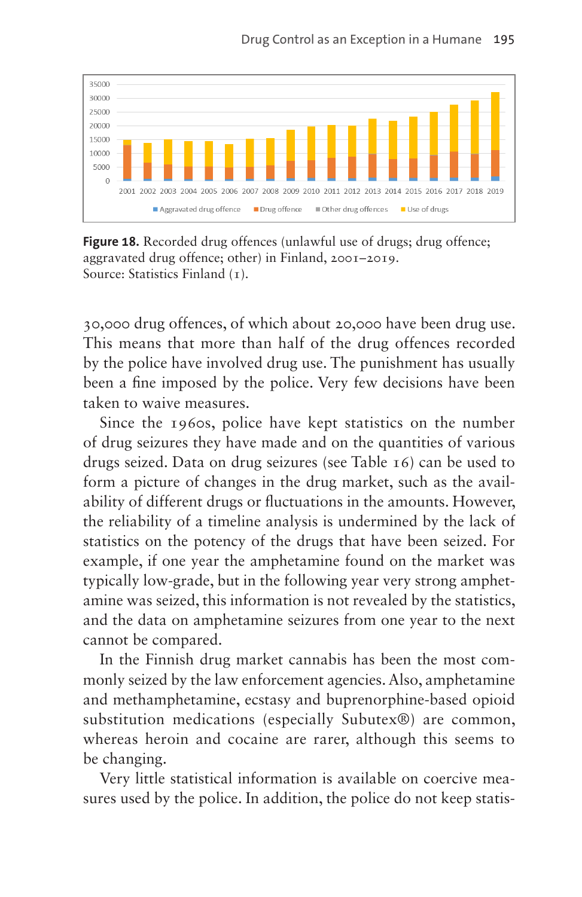**Figure 18.** Recorded drug offences (unlawful use of drugs; drug offence; aggravated drug offence; other) in Finland, 2001–2019.
Source: Statistics Finland (1).

30,000 drug offences, of which about 20,000 have been drug use. This means that more than half of the drug offences recorded by the police have involved drug use. The punishment has usually been a fine imposed by the police. Very few decisions have been taken to waive measures.

Since the 1960s, police have kept statistics on the number of drug seizures they have made and on the quantities of various drugs seized. Data on drug seizures (see Table 16) can be used to form a picture of changes in the drug market, such as the availability of different drugs or fluctuations in the amounts. However, the reliability of a timeline analysis is undermined by the lack of statistics on the potency of the drugs that have been seized. For example, if one year the amphetamine found on the market was typically low-grade, but in the following year very strong amphetamine was seized, this information is not revealed by the statistics, and the data on amphetamine seizures from one year to the next cannot be compared.

In the Finnish drug market cannabis has been the most commonly seized by the law enforcement agencies. Also, amphetamine and methamphetamine, ecstasy and buprenorphine-based opioid substitution medications (especially Subutex®) are common, whereas heroin and cocaine are rarer, although this seems to be changing.

Very little statistical information is available on coercive measures used by the police. In addition, the police do not keep statis-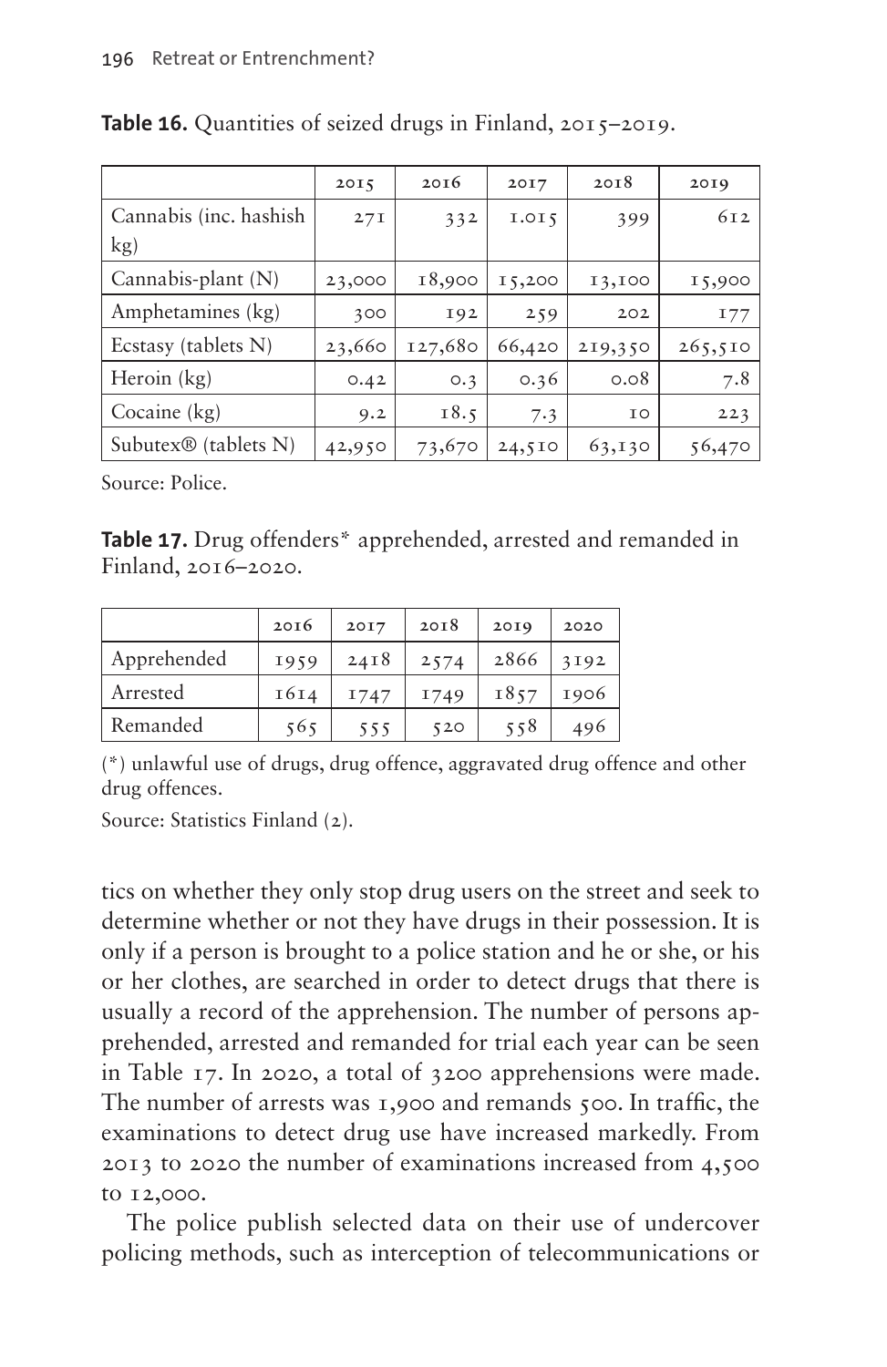**Table 16.** Quantities of seized drugs in Finland, 2015–2019.

| | 2015 | 2016 | 2017 | 2018 | 2019 |
|---|---|---|---|---|---|
| Cannabis (inc. hashish kg) | 271 | 332 | 1.015 | 399 | 612 |
| Cannabis-plant (N) | 23,000 | 18,900 | 15,200 | 13,100 | 15,900 |
| Amphetamines (kg) | 300 | 192 | 259 | 202 | 177 |
| Ecstasy (tablets N) | 23,660 | 127,680 | 66,420 | 219,350 | 265,510 |
| Heroin (kg) | 0.42 | 0.3 | 0.36 | 0.08 | 7.8 |
| Cocaine (kg) | 9.2 | 18.5 | 7.3 | 10 | 223 |
| Subutex® (tablets N) | 42,950 | 73,670 | 24,510 | 63,130 | 56,470 |

Source: Police.

**Table 17.** Drug offenders* apprehended, arrested and remanded in Finland, 2016–2020.

| | 2016 | 2017 | 2018 | 2019 | 2020 |
|---|---|---|---|---|---|
| Apprehended | 1959 | 2418 | 2574 | 2866 | 3192 |
| Arrested | 1614 | 1747 | 1749 | 1857 | 1906 |
| Remanded | 565 | 555 | 520 | 558 | 496 |

(*) unlawful use of drugs, drug offence, aggravated drug offence and other drug offences.

Source: Statistics Finland (2).

tics on whether they only stop drug users on the street and seek to determine whether or not they have drugs in their possession. It is only if a person is brought to a police station and he or she, or his or her clothes, are searched in order to detect drugs that there is usually a record of the apprehension. The number of persons apprehended, arrested and remanded for trial each year can be seen in Table 17. In 2020, a total of 3200 apprehensions were made. The number of arrests was 1,900 and remands 500. In traffic, the examinations to detect drug use have increased markedly. From 2013 to 2020 the number of examinations increased from 4,500 to 12,000.

The police publish selected data on their use of undercover policing methods, such as interception of telecommunications or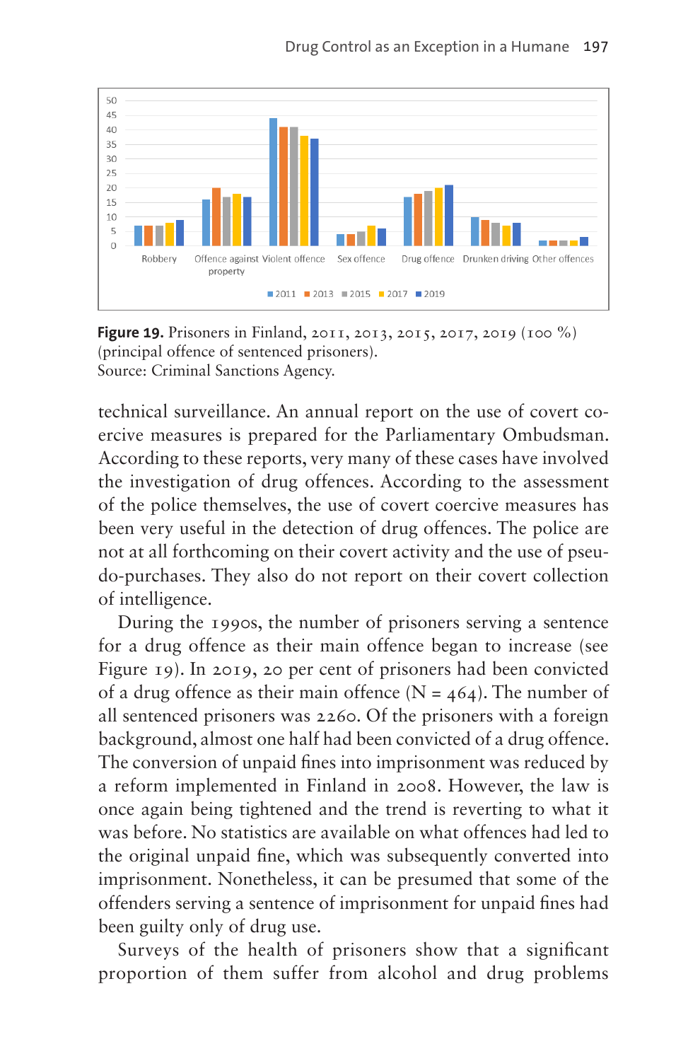**Figure 19.** Prisoners in Finland, 2011, 2013, 2015, 2017, 2019 (100 %) (principal offence of sentenced prisoners).
Source: Criminal Sanctions Agency.

technical surveillance. An annual report on the use of covert coercive measures is prepared for the Parliamentary Ombudsman. According to these reports, very many of these cases have involved the investigation of drug offences. According to the assessment of the police themselves, the use of covert coercive measures has been very useful in the detection of drug offences. The police are not at all forthcoming on their covert activity and the use of pseudo-purchases. They also do not report on their covert collection of intelligence.

During the 1990s, the number of prisoners serving a sentence for a drug offence as their main offence began to increase (see Figure 19). In 2019, 20 per cent of prisoners had been convicted of a drug offence as their main offence (N = 464). The number of all sentenced prisoners was 2260. Of the prisoners with a foreign background, almost one half had been convicted of a drug offence. The conversion of unpaid fines into imprisonment was reduced by a reform implemented in Finland in 2008. However, the law is once again being tightened and the trend is reverting to what it was before. No statistics are available on what offences had led to the original unpaid fine, which was subsequently converted into imprisonment. Nonetheless, it can be presumed that some of the offenders serving a sentence of imprisonment for unpaid fines had been guilty only of drug use.

Surveys of the health of prisoners show that a significant proportion of them suffer from alcohol and drug problems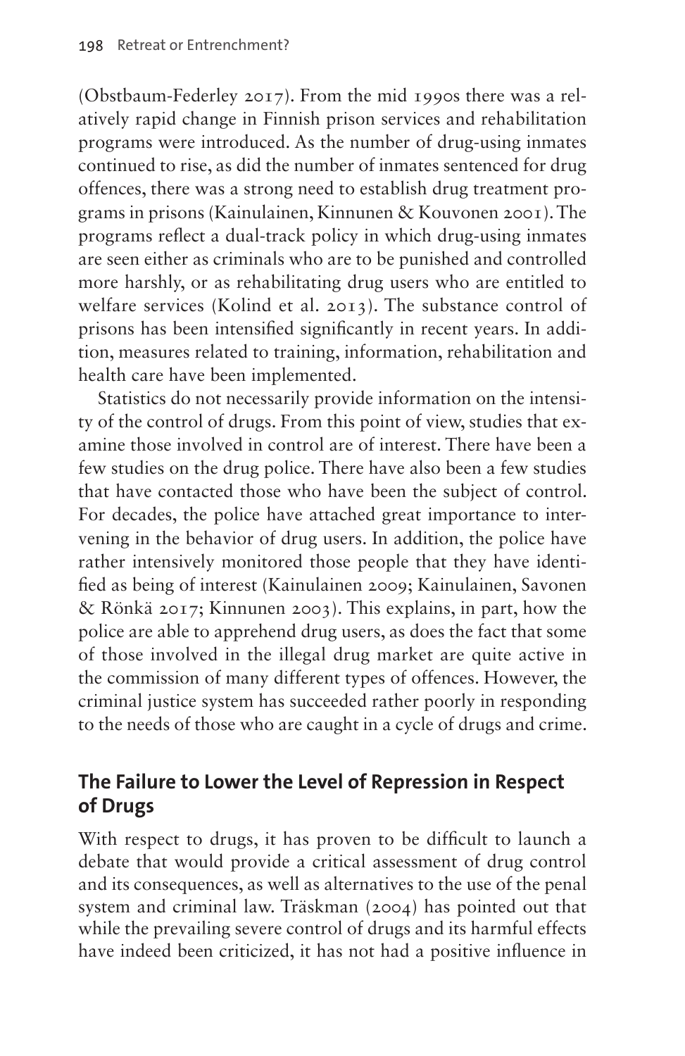(Obstbaum-Federley 2017). From the mid 1990s there was a relatively rapid change in Finnish prison services and rehabilitation programs were introduced. As the number of drug-using inmates continued to rise, as did the number of inmates sentenced for drug offences, there was a strong need to establish drug treatment programs in prisons (Kainulainen, Kinnunen & Kouvonen 2001). The programs reflect a dual-track policy in which drug-using inmates are seen either as criminals who are to be punished and controlled more harshly, or as rehabilitating drug users who are entitled to welfare services (Kolind et al. 2013). The substance control of prisons has been intensified significantly in recent years. In addition, measures related to training, information, rehabilitation and health care have been implemented.

Statistics do not necessarily provide information on the intensity of the control of drugs. From this point of view, studies that examine those involved in control are of interest. There have been a few studies on the drug police. There have also been a few studies that have contacted those who have been the subject of control. For decades, the police have attached great importance to intervening in the behavior of drug users. In addition, the police have rather intensively monitored those people that they have identified as being of interest (Kainulainen 2009; Kainulainen, Savonen & Rönkä 2017; Kinnunen 2003). This explains, in part, how the police are able to apprehend drug users, as does the fact that some of those involved in the illegal drug market are quite active in the commission of many different types of offences. However, the criminal justice system has succeeded rather poorly in responding to the needs of those who are caught in a cycle of drugs and crime.

## The Failure to Lower the Level of Repression in Respect of Drugs

With respect to drugs, it has proven to be difficult to launch a debate that would provide a critical assessment of drug control and its consequences, as well as alternatives to the use of the penal system and criminal law. Träskman (2004) has pointed out that while the prevailing severe control of drugs and its harmful effects have indeed been criticized, it has not had a positive influence in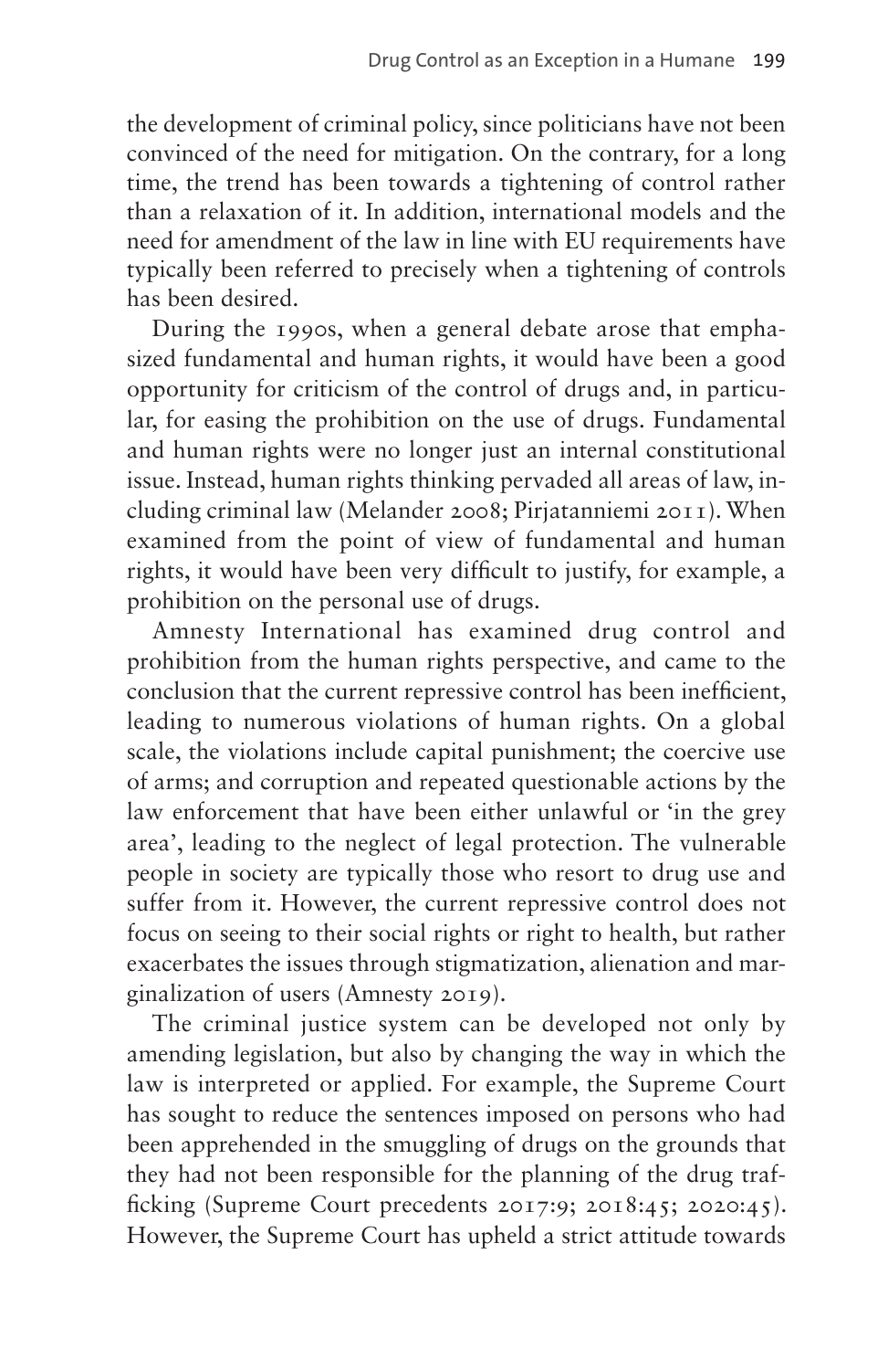the development of criminal policy, since politicians have not been convinced of the need for mitigation. On the contrary, for a long time, the trend has been towards a tightening of control rather than a relaxation of it. In addition, international models and the need for amendment of the law in line with EU requirements have typically been referred to precisely when a tightening of controls has been desired.

During the 1990s, when a general debate arose that emphasized fundamental and human rights, it would have been a good opportunity for criticism of the control of drugs and, in particular, for easing the prohibition on the use of drugs. Fundamental and human rights were no longer just an internal constitutional issue. Instead, human rights thinking pervaded all areas of law, including criminal law (Melander 2008; Pirjatanniemi 2011). When examined from the point of view of fundamental and human rights, it would have been very difficult to justify, for example, a prohibition on the personal use of drugs.

Amnesty International has examined drug control and prohibition from the human rights perspective, and came to the conclusion that the current repressive control has been inefficient, leading to numerous violations of human rights. On a global scale, the violations include capital punishment; the coercive use of arms; and corruption and repeated questionable actions by the law enforcement that have been either unlawful or 'in the grey area', leading to the neglect of legal protection. The vulnerable people in society are typically those who resort to drug use and suffer from it. However, the current repressive control does not focus on seeing to their social rights or right to health, but rather exacerbates the issues through stigmatization, alienation and marginalization of users (Amnesty 2019).

The criminal justice system can be developed not only by amending legislation, but also by changing the way in which the law is interpreted or applied. For example, the Supreme Court has sought to reduce the sentences imposed on persons who had been apprehended in the smuggling of drugs on the grounds that they had not been responsible for the planning of the drug trafficking (Supreme Court precedents 2017:9; 2018:45; 2020:45). However, the Supreme Court has upheld a strict attitude towards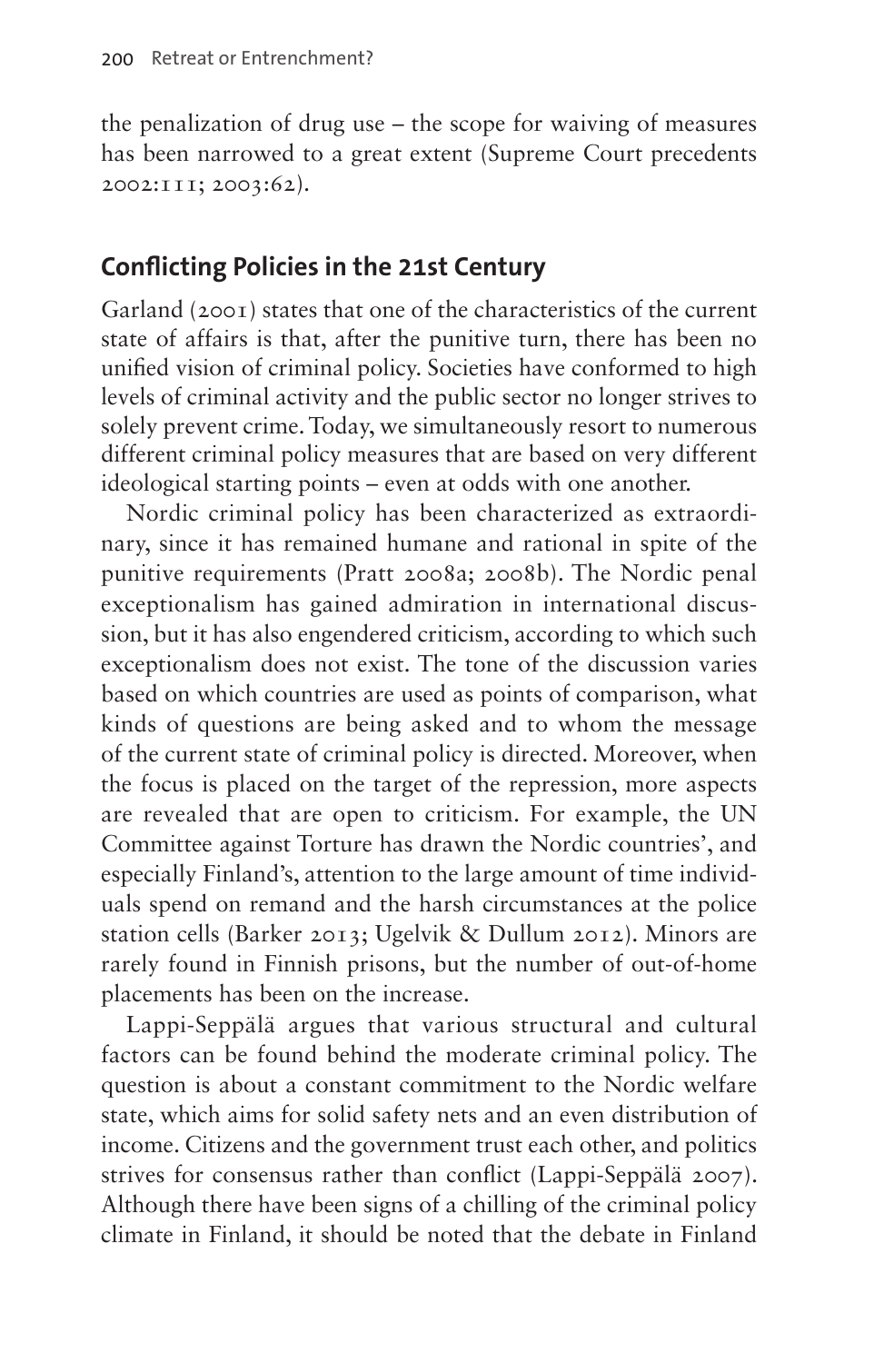the penalization of drug use – the scope for waiving of measures has been narrowed to a great extent (Supreme Court precedents 2002:111; 2003:62).

## Conflicting Policies in the 21st Century

Garland (2001) states that one of the characteristics of the current state of affairs is that, after the punitive turn, there has been no unified vision of criminal policy. Societies have conformed to high levels of criminal activity and the public sector no longer strives to solely prevent crime. Today, we simultaneously resort to numerous different criminal policy measures that are based on very different ideological starting points – even at odds with one another.

Nordic criminal policy has been characterized as extraordinary, since it has remained humane and rational in spite of the punitive requirements (Pratt 2008a; 2008b). The Nordic penal exceptionalism has gained admiration in international discussion, but it has also engendered criticism, according to which such exceptionalism does not exist. The tone of the discussion varies based on which countries are used as points of comparison, what kinds of questions are being asked and to whom the message of the current state of criminal policy is directed. Moreover, when the focus is placed on the target of the repression, more aspects are revealed that are open to criticism. For example, the UN Committee against Torture has drawn the Nordic countries', and especially Finland's, attention to the large amount of time individuals spend on remand and the harsh circumstances at the police station cells (Barker 2013; Ugelvik & Dullum 2012). Minors are rarely found in Finnish prisons, but the number of out-of-home placements has been on the increase.

Lappi-Seppälä argues that various structural and cultural factors can be found behind the moderate criminal policy. The question is about a constant commitment to the Nordic welfare state, which aims for solid safety nets and an even distribution of income. Citizens and the government trust each other, and politics strives for consensus rather than conflict (Lappi-Seppälä 2007). Although there have been signs of a chilling of the criminal policy climate in Finland, it should be noted that the debate in Finland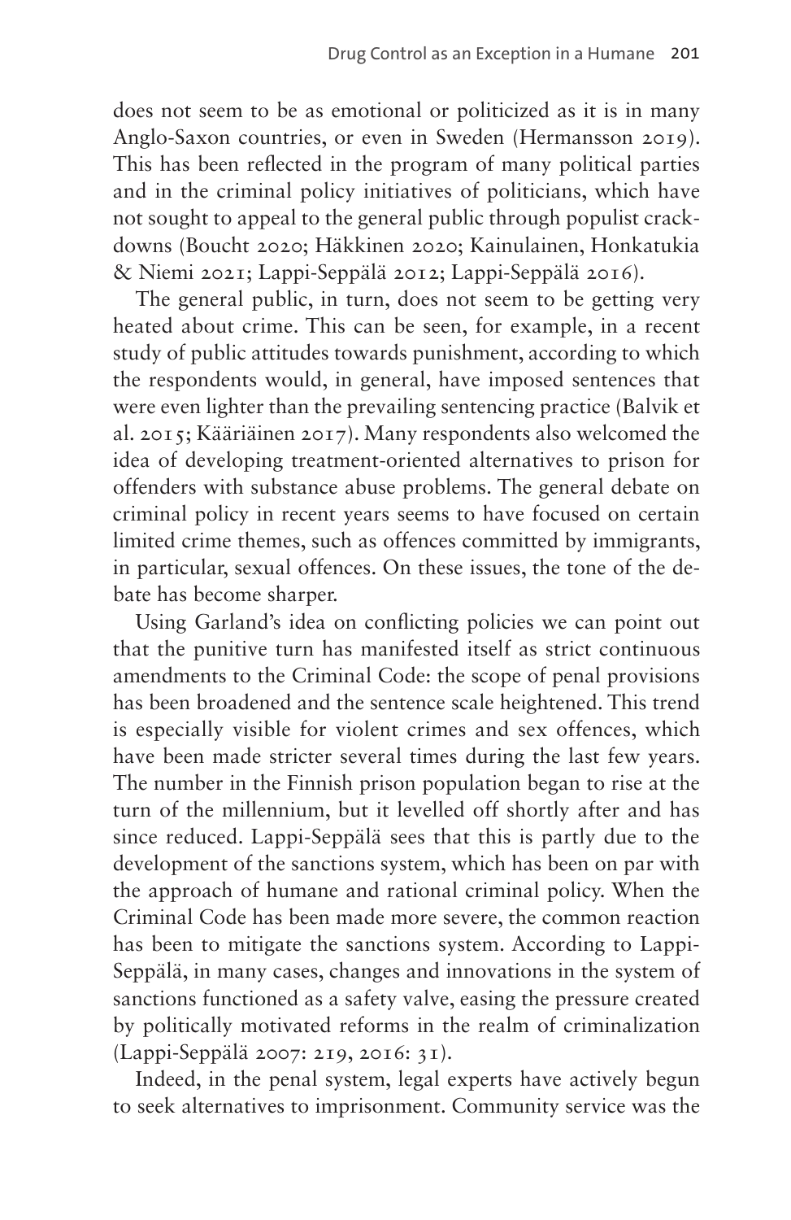does not seem to be as emotional or politicized as it is in many Anglo-Saxon countries, or even in Sweden (Hermansson 2019). This has been reflected in the program of many political parties and in the criminal policy initiatives of politicians, which have not sought to appeal to the general public through populist crackdowns (Boucht 2020; Häkkinen 2020; Kainulainen, Honkatukia & Niemi 2021; Lappi-Seppälä 2012; Lappi-Seppälä 2016).

The general public, in turn, does not seem to be getting very heated about crime. This can be seen, for example, in a recent study of public attitudes towards punishment, according to which the respondents would, in general, have imposed sentences that were even lighter than the prevailing sentencing practice (Balvik et al. 2015; Kääriäinen 2017). Many respondents also welcomed the idea of developing treatment-oriented alternatives to prison for offenders with substance abuse problems. The general debate on criminal policy in recent years seems to have focused on certain limited crime themes, such as offences committed by immigrants, in particular, sexual offences. On these issues, the tone of the debate has become sharper.

Using Garland's idea on conflicting policies we can point out that the punitive turn has manifested itself as strict continuous amendments to the Criminal Code: the scope of penal provisions has been broadened and the sentence scale heightened. This trend is especially visible for violent crimes and sex offences, which have been made stricter several times during the last few years. The number in the Finnish prison population began to rise at the turn of the millennium, but it levelled off shortly after and has since reduced. Lappi-Seppälä sees that this is partly due to the development of the sanctions system, which has been on par with the approach of humane and rational criminal policy. When the Criminal Code has been made more severe, the common reaction has been to mitigate the sanctions system. According to Lappi-Seppälä, in many cases, changes and innovations in the system of sanctions functioned as a safety valve, easing the pressure created by politically motivated reforms in the realm of criminalization (Lappi-Seppälä 2007: 219, 2016: 31).

Indeed, in the penal system, legal experts have actively begun to seek alternatives to imprisonment. Community service was the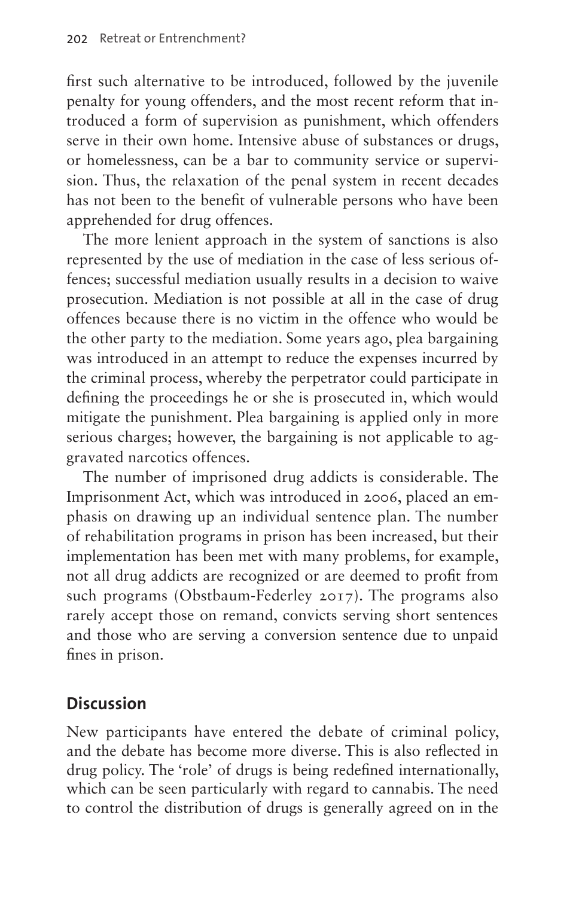first such alternative to be introduced, followed by the juvenile penalty for young offenders, and the most recent reform that introduced a form of supervision as punishment, which offenders serve in their own home. Intensive abuse of substances or drugs, or homelessness, can be a bar to community service or supervision. Thus, the relaxation of the penal system in recent decades has not been to the benefit of vulnerable persons who have been apprehended for drug offences.

The more lenient approach in the system of sanctions is also represented by the use of mediation in the case of less serious offences; successful mediation usually results in a decision to waive prosecution. Mediation is not possible at all in the case of drug offences because there is no victim in the offence who would be the other party to the mediation. Some years ago, plea bargaining was introduced in an attempt to reduce the expenses incurred by the criminal process, whereby the perpetrator could participate in defining the proceedings he or she is prosecuted in, which would mitigate the punishment. Plea bargaining is applied only in more serious charges; however, the bargaining is not applicable to aggravated narcotics offences.

The number of imprisoned drug addicts is considerable. The Imprisonment Act, which was introduced in 2006, placed an emphasis on drawing up an individual sentence plan. The number of rehabilitation programs in prison has been increased, but their implementation has been met with many problems, for example, not all drug addicts are recognized or are deemed to profit from such programs (Obstbaum-Federley 2017). The programs also rarely accept those on remand, convicts serving short sentences and those who are serving a conversion sentence due to unpaid fines in prison.

## Discussion

New participants have entered the debate of criminal policy, and the debate has become more diverse. This is also reflected in drug policy. The 'role' of drugs is being redefined internationally, which can be seen particularly with regard to cannabis. The need to control the distribution of drugs is generally agreed on in the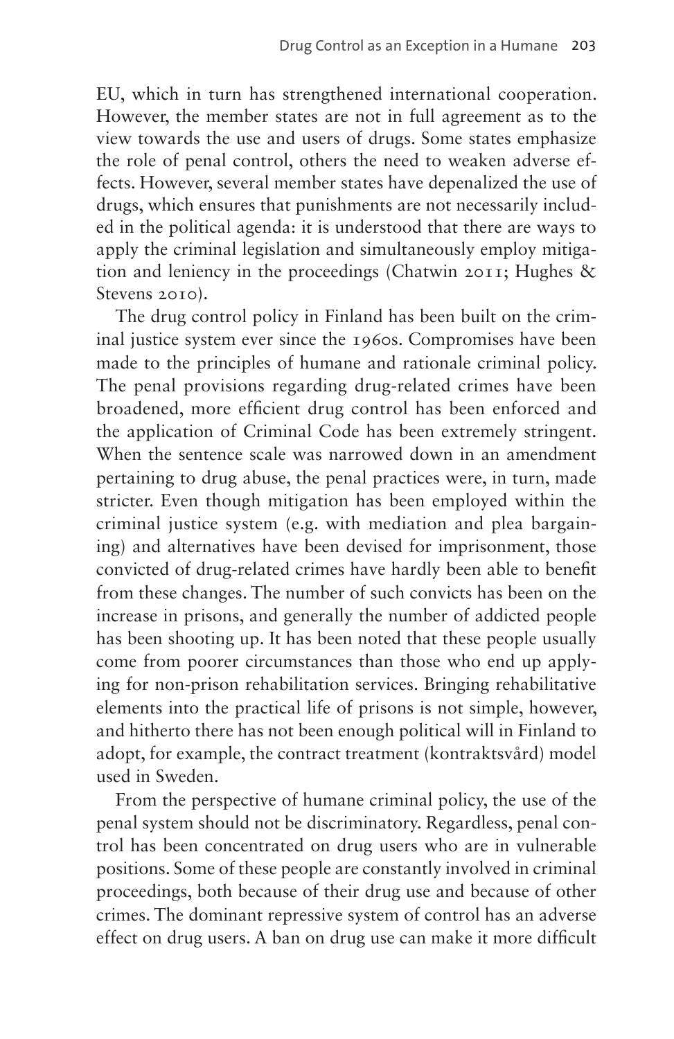EU, which in turn has strengthened international cooperation. However, the member states are not in full agreement as to the view towards the use and users of drugs. Some states emphasize the role of penal control, others the need to weaken adverse effects. However, several member states have depenalized the use of drugs, which ensures that punishments are not necessarily included in the political agenda: it is understood that there are ways to apply the criminal legislation and simultaneously employ mitigation and leniency in the proceedings (Chatwin 2011; Hughes & Stevens 2010).

The drug control policy in Finland has been built on the criminal justice system ever since the 1960s. Compromises have been made to the principles of humane and rationale criminal policy. The penal provisions regarding drug-related crimes have been broadened, more efficient drug control has been enforced and the application of Criminal Code has been extremely stringent. When the sentence scale was narrowed down in an amendment pertaining to drug abuse, the penal practices were, in turn, made stricter. Even though mitigation has been employed within the criminal justice system (e.g. with mediation and plea bargaining) and alternatives have been devised for imprisonment, those convicted of drug-related crimes have hardly been able to benefit from these changes. The number of such convicts has been on the increase in prisons, and generally the number of addicted people has been shooting up. It has been noted that these people usually come from poorer circumstances than those who end up applying for non-prison rehabilitation services. Bringing rehabilitative elements into the practical life of prisons is not simple, however, and hitherto there has not been enough political will in Finland to adopt, for example, the contract treatment (kontraktsvård) model used in Sweden.

From the perspective of humane criminal policy, the use of the penal system should not be discriminatory. Regardless, penal control has been concentrated on drug users who are in vulnerable positions. Some of these people are constantly involved in criminal proceedings, both because of their drug use and because of other crimes. The dominant repressive system of control has an adverse effect on drug users. A ban on drug use can make it more difficult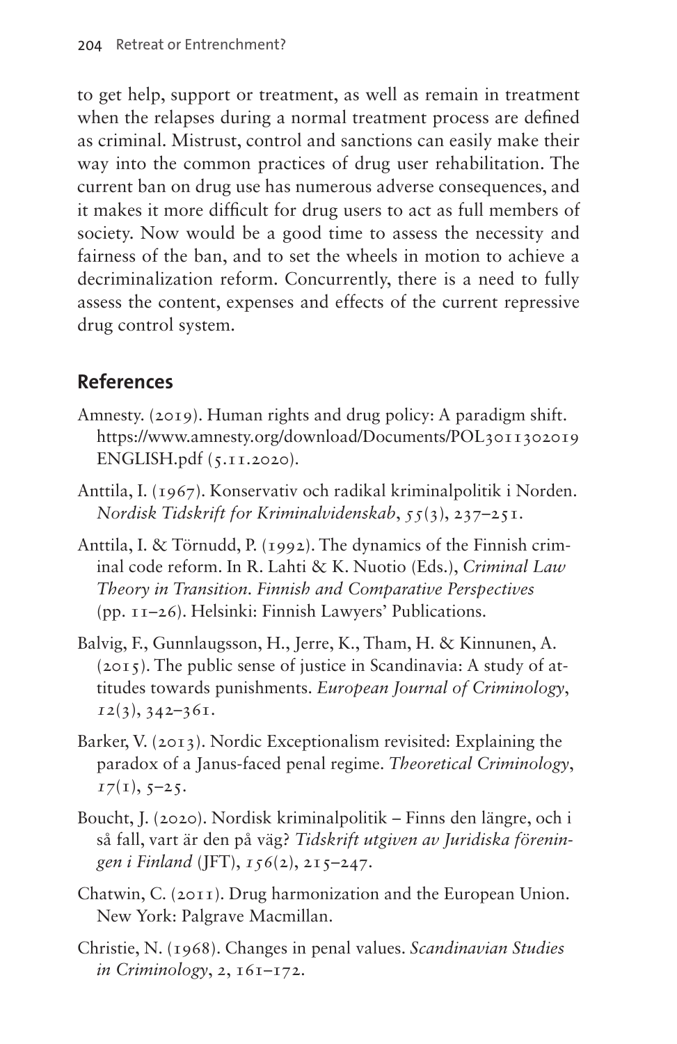to get help, support or treatment, as well as remain in treatment when the relapses during a normal treatment process are defined as criminal. Mistrust, control and sanctions can easily make their way into the common practices of drug user rehabilitation. The current ban on drug use has numerous adverse consequences, and it makes it more difficult for drug users to act as full members of society. Now would be a good time to assess the necessity and fairness of the ban, and to set the wheels in motion to achieve a decriminalization reform. Concurrently, there is a need to fully assess the content, expenses and effects of the current repressive drug control system.

## References

Amnesty. (2019). Human rights and drug policy: A paradigm shift. https://www.amnesty.org/download/Documents/POL3011302019ENGLISH.pdf (5.11.2020).

Anttila, I. (1967). Konservativ och radikal kriminalpolitik i Norden. *Nordisk Tidskrift for Kriminalvidenskab*, *55*(3), 237–251.

Anttila, I. & Törnudd, P. (1992). The dynamics of the Finnish criminal code reform. In R. Lahti & K. Nuotio (Eds.), *Criminal Law Theory in Transition. Finnish and Comparative Perspectives* (pp. 11–26). Helsinki: Finnish Lawyers' Publications.

Balvig, F., Gunnlaugsson, H., Jerre, K., Tham, H. & Kinnunen, A. (2015). The public sense of justice in Scandinavia: A study of attitudes towards punishments. *European Journal of Criminology*, *12*(3), 342–361.

Barker, V. (2013). Nordic Exceptionalism revisited: Explaining the paradox of a Janus-faced penal regime. *Theoretical Criminology*, *17*(1), 5–25.

Boucht, J. (2020). Nordisk kriminalpolitik – Finns den längre, och i så fall, vart är den på väg? *Tidskrift utgiven av Juridiska föreningen i Finland* (JFT), *156*(2), 215–247.

Chatwin, C. (2011). Drug harmonization and the European Union. New York: Palgrave Macmillan.

Christie, N. (1968). Changes in penal values. *Scandinavian Studies in Criminology*, 2, 161–172.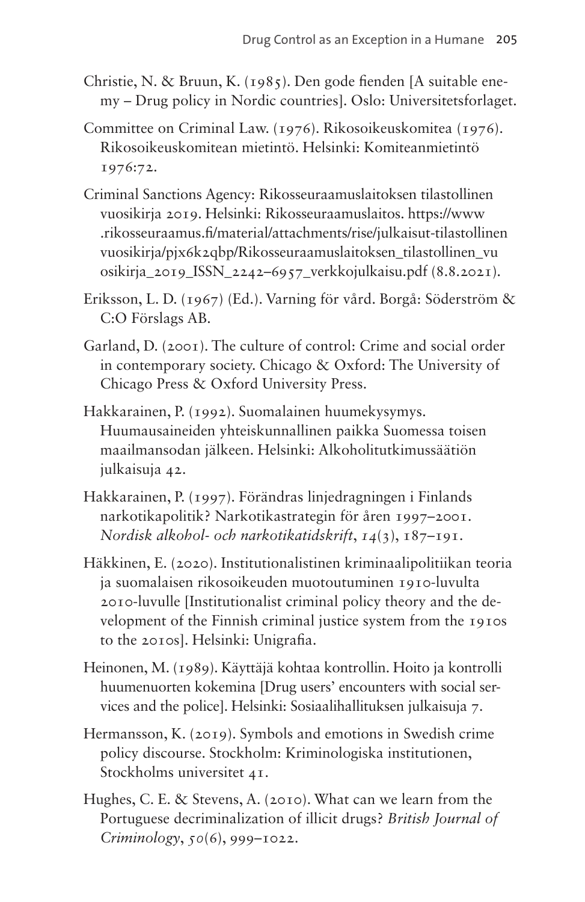Christie, N. & Bruun, K. (1985). Den gode fienden [A suitable enemy – Drug policy in Nordic countries]. Oslo: Universitetsforlaget.

Committee on Criminal Law. (1976). Rikosoikeuskomitea (1976). Rikosoikeuskomitean mietintö. Helsinki: Komiteanmietintö 1976:72.

Criminal Sanctions Agency: Rikosseuraamuslaitoksen tilastollinen vuosikirja 2019. Helsinki: Rikosseuraamuslaitos. https://www.rikosseuraamus.fi/material/attachments/rise/julkaisut-tilastollinenvuosikirja/pjx6k2qbp/Rikosseuraamuslaitoksen_tilastollinen_vuosikirja_2019_ISSN_2242–6957_verkkojulkaisu.pdf (8.8.2021).

Eriksson, L. D. (1967) (Ed.). Varning för vård. Borgå: Söderström & C:O Förslags AB.

Garland, D. (2001). The culture of control: Crime and social order in contemporary society. Chicago & Oxford: The University of Chicago Press & Oxford University Press.

Hakkarainen, P. (1992). Suomalainen huumekysymys. Huumausaineiden yhteiskunnallinen paikka Suomessa toisen maailmansodan jälkeen. Helsinki: Alkoholitutkimussäätiön julkaisuja 42.

Hakkarainen, P. (1997). Förändras linjedragningen i Finlands narkotikapolitik? Narkotikastrategin för åren 1997–2001. *Nordisk alkohol- och narkotikatidskrift*, *14*(3), 187–191.

Häkkinen, E. (2020). Institutionalistinen kriminaalipolitiikan teoria ja suomalaisen rikosoikeuden muotoutuminen 1910-luvulta 2010-luvulle [Institutionalist criminal policy theory and the development of the Finnish criminal justice system from the 1910s to the 2010s]. Helsinki: Unigrafia.

Heinonen, M. (1989). Käyttäjä kohtaa kontrollin. Hoito ja kontrolli huumenuorten kokemina [Drug users' encounters with social services and the police]. Helsinki: Sosiaalihallituksen julkaisuja 7.

Hermansson, K. (2019). Symbols and emotions in Swedish crime policy discourse. Stockholm: Kriminologiska institutionen, Stockholms universitet 41.

Hughes, C. E. & Stevens, A. (2010). What can we learn from the Portuguese decriminalization of illicit drugs? *British Journal of Criminology*, *50*(6), 999–1022.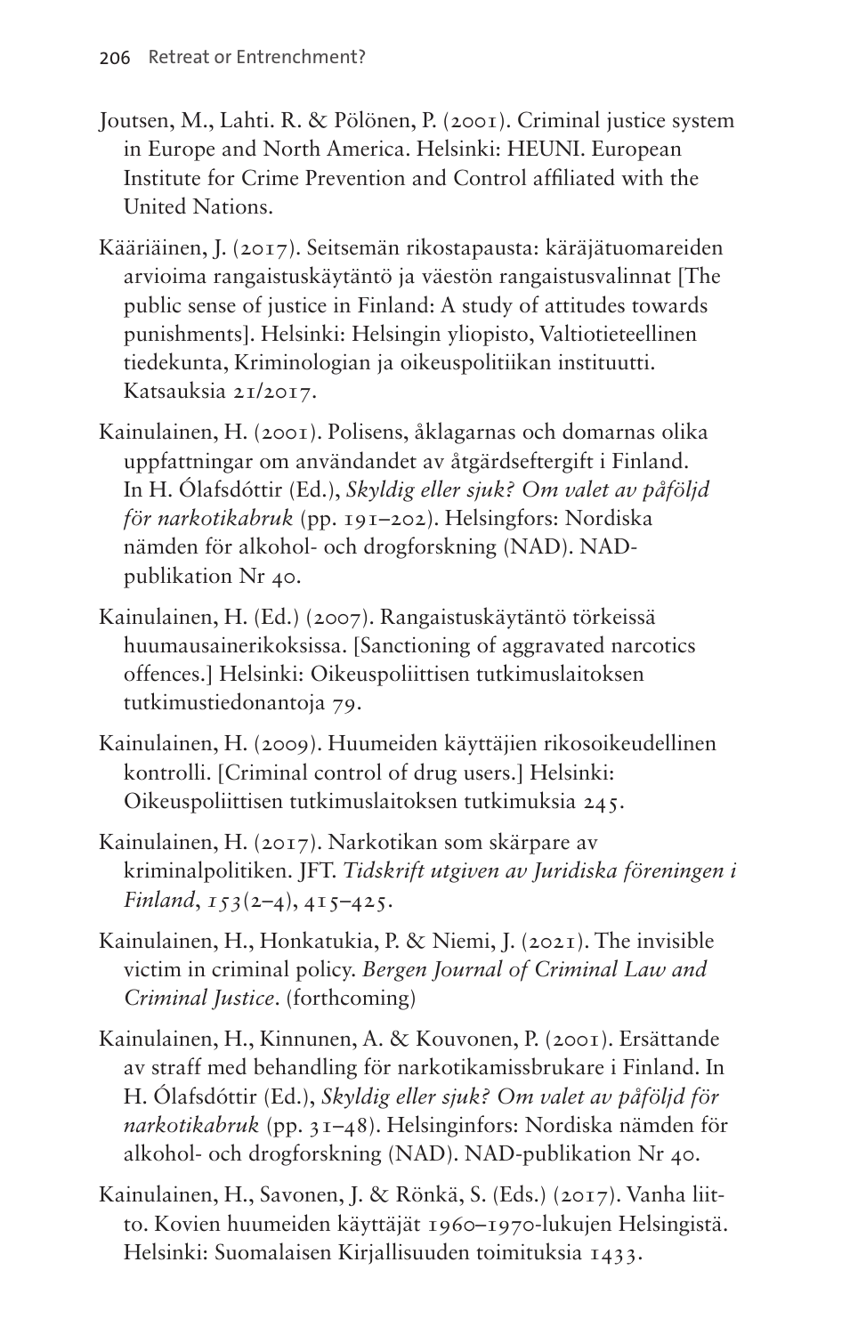Joutsen, M., Lahti. R. & Pölönen, P. (2001). Criminal justice system in Europe and North America. Helsinki: HEUNI. European Institute for Crime Prevention and Control affiliated with the United Nations.

Kääriäinen, J. (2017). Seitsemän rikostapausta: käräjätuomareiden arvioima rangaistuskäytäntö ja väestön rangaistusvalinnat [The public sense of justice in Finland: A study of attitudes towards punishments]. Helsinki: Helsingin yliopisto, Valtiotieteellinen tiedekunta, Kriminologian ja oikeuspolitiikan instituutti. Katsauksia 21/2017.

Kainulainen, H. (2001). Polisens, åklagarnas och domarnas olika uppfattningar om användandet av åtgärdseftergift i Finland. In H. Ólafsdóttir (Ed.), *Skyldig eller sjuk? Om valet av påföljd för narkotikabruk* (pp. 191–202). Helsingfors: Nordiska nämden för alkohol- och drogforskning (NAD). NAD-publikation Nr 40.

Kainulainen, H. (Ed.) (2007). Rangaistuskäytäntö törkeissä huumausainerikoksissa. [Sanctioning of aggravated narcotics offences.] Helsinki: Oikeuspoliittisen tutkimuslaitoksen tutkimustiedonantoja 79.

Kainulainen, H. (2009). Huumeiden käyttäjien rikosoikeudellinen kontrolli. [Criminal control of drug users.] Helsinki: Oikeuspoliittisen tutkimuslaitoksen tutkimuksia 245.

Kainulainen, H. (2017). Narkotikan som skärpare av kriminalpolitiken. JFT. *Tidskrift utgiven av Juridiska föreningen i Finland*, *153*(2–4), 415–425.

Kainulainen, H., Honkatukia, P. & Niemi, J. (2021). The invisible victim in criminal policy. *Bergen Journal of Criminal Law and Criminal Justice*. (forthcoming)

Kainulainen, H., Kinnunen, A. & Kouvonen, P. (2001). Ersättande av straff med behandling för narkotikamissbrukare i Finland. In H. Ólafsdóttir (Ed.), *Skyldig eller sjuk? Om valet av påföljd för narkotikabruk* (pp. 31–48). Helsinginfors: Nordiska nämden för alkohol- och drogforskning (NAD). NAD-publikation Nr 40.

Kainulainen, H., Savonen, J. & Rönkä, S. (Eds.) (2017). Vanha liitto. Kovien huumeiden käyttäjät 1960–1970-lukujen Helsingistä. Helsinki: Suomalaisen Kirjallisuuden toimituksia 1433.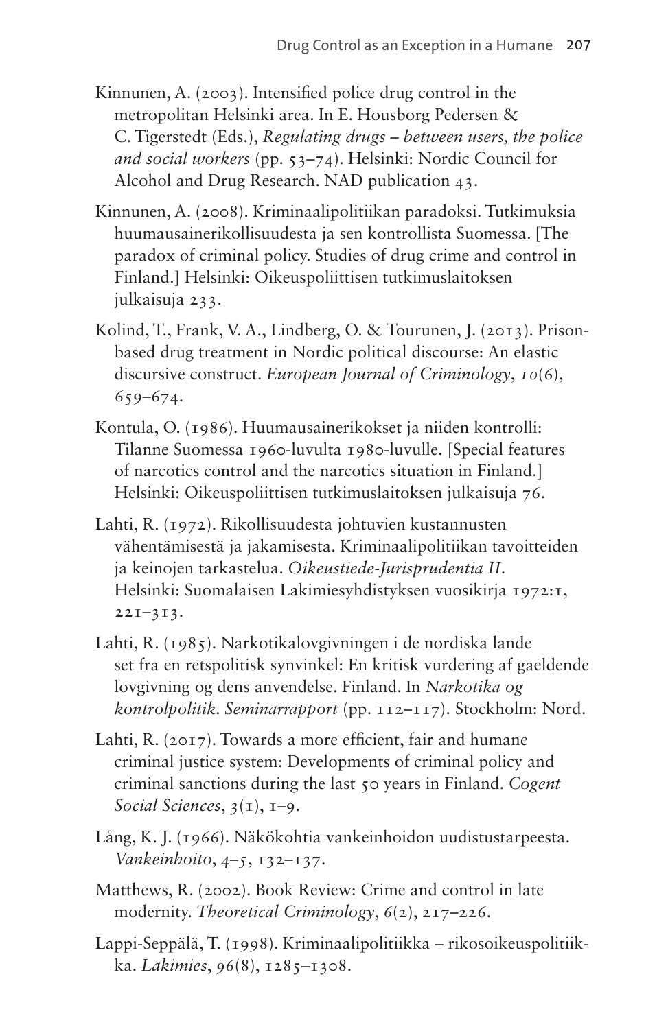Kinnunen, A. (2003). Intensified police drug control in the metropolitan Helsinki area. In E. Housborg Pedersen & C. Tigerstedt (Eds.), *Regulating drugs – between users, the police and social workers* (pp. 53–74). Helsinki: Nordic Council for Alcohol and Drug Research. NAD publication 43.

Kinnunen, A. (2008). Kriminaalipolitiikan paradoksi. Tutkimuksia huumausainerikollisuudesta ja sen kontrollista Suomessa. [The paradox of criminal policy. Studies of drug crime and control in Finland.] Helsinki: Oikeuspoliittisen tutkimuslaitoksen julkaisuja 233.

Kolind, T., Frank, V. A., Lindberg, O. & Tourunen, J. (2013). Prison-based drug treatment in Nordic political discourse: An elastic discursive construct. *European Journal of Criminology*, *10*(6), 659–674.

Kontula, O. (1986). Huumausainerikokset ja niiden kontrolli: Tilanne Suomessa 1960-luvulta 1980-luvulle. [Special features of narcotics control and the narcotics situation in Finland.] Helsinki: Oikeuspoliittisen tutkimuslaitoksen julkaisuja 76.

Lahti, R. (1972). Rikollisuudesta johtuvien kustannusten vähentämisestä ja jakamisesta. Kriminaalipolitiikan tavoitteiden ja keinojen tarkastelua. *Oikeustiede-Jurisprudentia II*. Helsinki: Suomalaisen Lakimiesyhdistyksen vuosikirja 1972:1, 221–313.

Lahti, R. (1985). Narkotikalovgivningen i de nordiska lande set fra en retspolitisk synvinkel: En kritisk vurdering af gaeldende lovgivning og dens anvendelse. Finland. In *Narkotika og kontrolpolitik. Seminarrapport* (pp. 112–117). Stockholm: Nord.

Lahti, R. (2017). Towards a more efficient, fair and humane criminal justice system: Developments of criminal policy and criminal sanctions during the last 50 years in Finland. *Cogent Social Sciences*, *3*(1), 1–9.

Lång, K. J. (1966). Näkökohtia vankeinhoidon uudistustarpeesta. *Vankeinhoito*, *4–5*, 132–137.

Matthews, R. (2002). Book Review: Crime and control in late modernity. *Theoretical Criminology*, *6*(2), 217–226.

Lappi-Seppälä, T. (1998). Kriminaalipolitiikka – rikosoikeuspolitiikka. *Lakimies*, *96*(8), 1285–1308.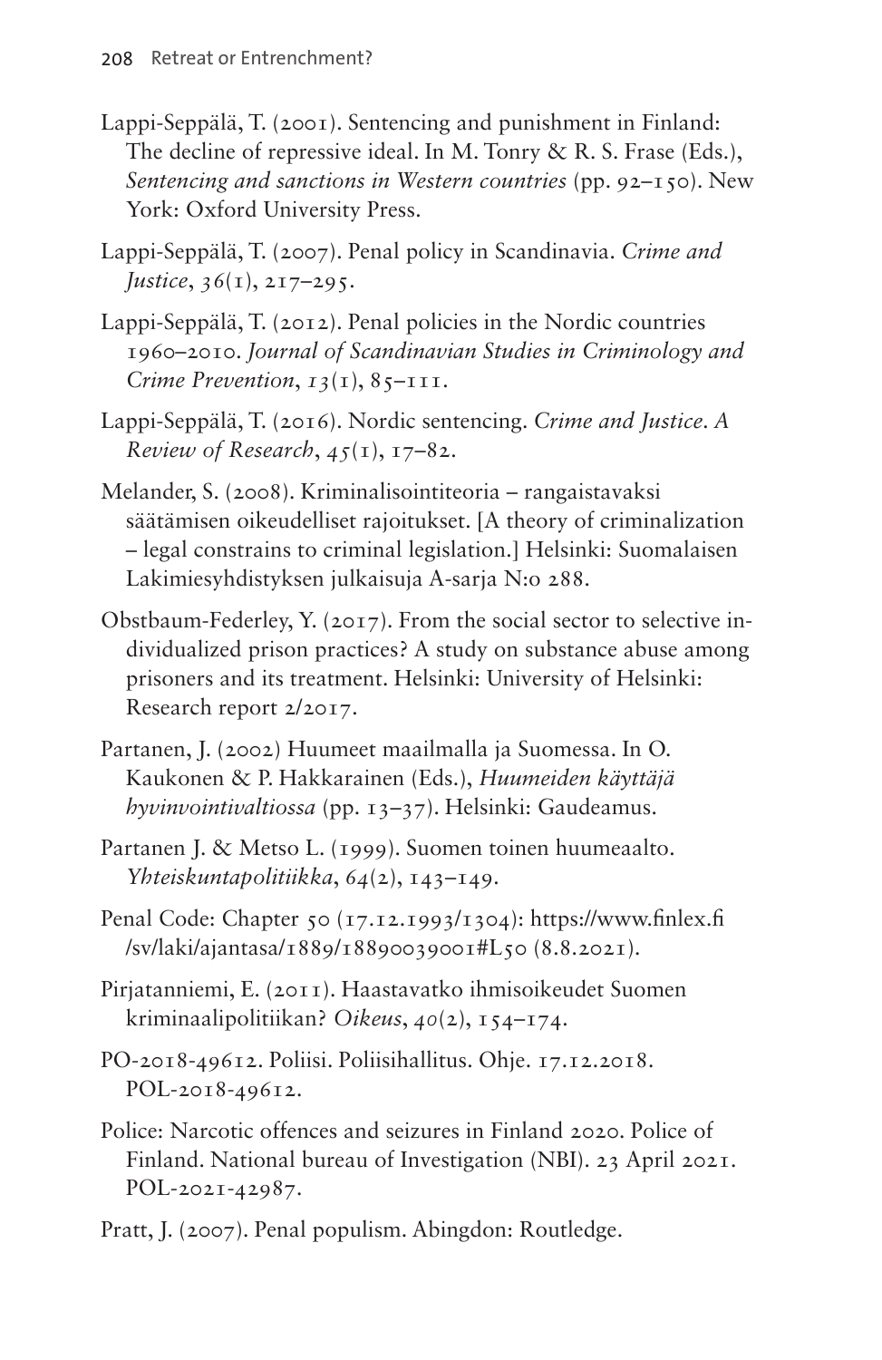Lappi-Seppälä, T. (2001). Sentencing and punishment in Finland: The decline of repressive ideal. In M. Tonry & R. S. Frase (Eds.), *Sentencing and sanctions in Western countries* (pp. 92–150). New York: Oxford University Press.

Lappi-Seppälä, T. (2007). Penal policy in Scandinavia. *Crime and Justice*, *36*(1), 217–295.

Lappi-Seppälä, T. (2012). Penal policies in the Nordic countries 1960–2010. *Journal of Scandinavian Studies in Criminology and Crime Prevention*, *13*(1), 85–111.

Lappi-Seppälä, T. (2016). Nordic sentencing. *Crime and Justice. A Review of Research*, *45*(1), 17–82.

Melander, S. (2008). Kriminalisointiteoria – rangaistavaksi säätämisen oikeudelliset rajoitukset. [A theory of criminalization – legal constrains to criminal legislation.] Helsinki: Suomalaisen Lakimiesyhdistyksen julkaisuja A-sarja N:o 288.

Obstbaum-Federley, Y. (2017). From the social sector to selective individualized prison practices? A study on substance abuse among prisoners and its treatment. Helsinki: University of Helsinki: Research report 2/2017.

Partanen, J. (2002) Huumeet maailmalla ja Suomessa. In O. Kaukonen & P. Hakkarainen (Eds.), *Huumeiden käyttäjä hyvinvointivaltiossa* (pp. 13–37). Helsinki: Gaudeamus.

Partanen J. & Metso L. (1999). Suomen toinen huumeaalto. *Yhteiskuntapolitiikka*, *64*(2), 143–149.

Penal Code: Chapter 50 (17.12.1993/1304): https://www.finlex.fi/sv/laki/ajantasa/1889/18890039001#L50 (8.8.2021).

Pirjatanniemi, E. (2011). Haastavatko ihmisoikeudet Suomen kriminaalipolitiikan? *Oikeus*, *40*(2), 154–174.

PO-2018-49612. Poliisi. Poliisihallitus. Ohje. 17.12.2018. POL-2018-49612.

Police: Narcotic offences and seizures in Finland 2020. Police of Finland. National bureau of Investigation (NBI). 23 April 2021. POL-2021-42987.

Pratt, J. (2007). Penal populism. Abingdon: Routledge.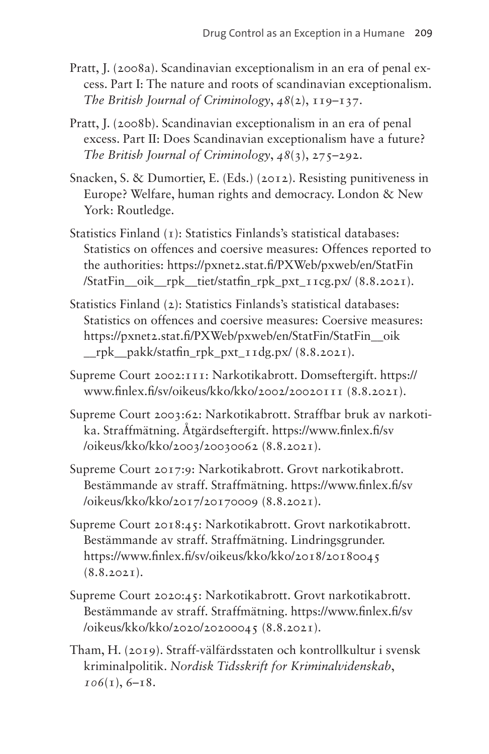Pratt, J. (2008a). Scandinavian exceptionalism in an era of penal excess. Part I: The nature and roots of scandinavian exceptionalism. *The British Journal of Criminology*, *48*(2), 119–137.

Pratt, J. (2008b). Scandinavian exceptionalism in an era of penal excess. Part II: Does Scandinavian exceptionalism have a future? *The British Journal of Criminology*, *48*(3), 275–292.

Snacken, S. & Dumortier, E. (Eds.) (2012). Resisting punitiveness in Europe? Welfare, human rights and democracy. London & New York: Routledge.

Statistics Finland (1): Statistics Finlands's statistical databases: Statistics on offences and coersive measures: Offences reported to the authorities: https://pxnet2.stat.fi/PXWeb/pxweb/en/StatFin/StatFin__oik__rpk__tiet/statfin_rpk_pxt_11cg.px/ (8.8.2021).

Statistics Finland (2): Statistics Finlands's statistical databases: Statistics on offences and coersive measures: Coersive measures: https://pxnet2.stat.fi/PXWeb/pxweb/en/StatFin/StatFin__oik__rpk__pakk/statfin_rpk_pxt_11dg.px/ (8.8.2021).

Supreme Court 2002:111: Narkotikabrott. Domseftergift. https://www.finlex.fi/sv/oikeus/kko/kko/2002/20020111 (8.8.2021).

Supreme Court 2003:62: Narkotikabrott. Straffbar bruk av narkotika. Straffmätning. Åtgärdseftergift. https://www.finlex.fi/sv/oikeus/kko/kko/2003/20030062 (8.8.2021).

Supreme Court 2017:9: Narkotikabrott. Grovt narkotikabrott. Bestämmande av straff. Straffmätning. https://www.finlex.fi/sv/oikeus/kko/kko/2017/20170009 (8.8.2021).

Supreme Court 2018:45: Narkotikabrott. Grovt narkotikabrott. Bestämmande av straff. Straffmätning. Lindringsgrunder. https://www.finlex.fi/sv/oikeus/kko/kko/2018/20180045 (8.8.2021).

Supreme Court 2020:45: Narkotikabrott. Grovt narkotikabrott. Bestämmande av straff. Straffmätning. https://www.finlex.fi/sv/oikeus/kko/kko/2020/20200045 (8.8.2021).

Tham, H. (2019). Straff-välfärdsstaten och kontrollkultur i svensk kriminalpolitik. *Nordisk Tidsskrift for Kriminalvidenskab*, *106*(1), 6–18.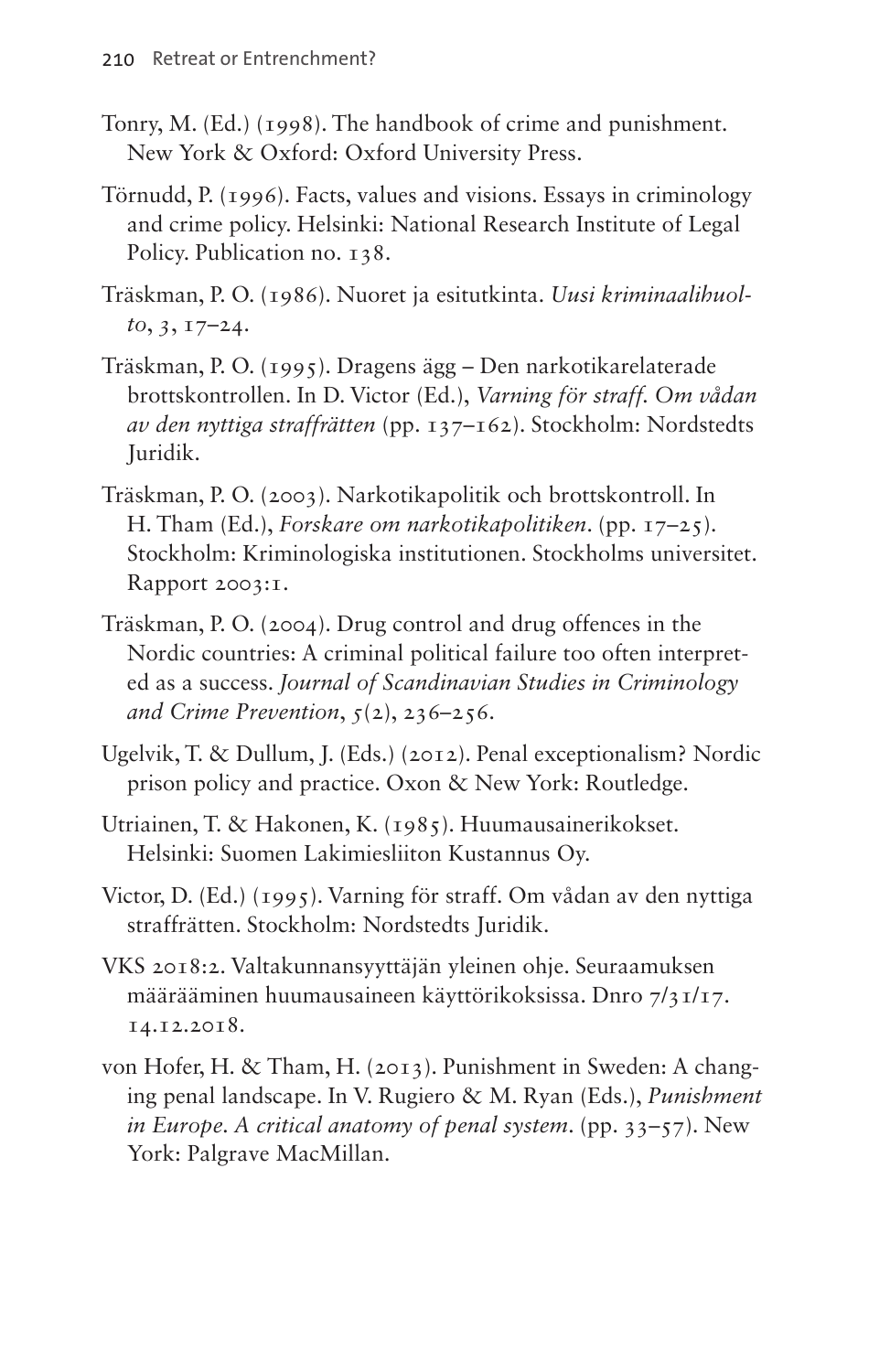Tonry, M. (Ed.) (1998). The handbook of crime and punishment. New York & Oxford: Oxford University Press.

Törnudd, P. (1996). Facts, values and visions. Essays in criminology and crime policy. Helsinki: National Research Institute of Legal Policy. Publication no. 138.

Träskman, P. O. (1986). Nuoret ja esitutkinta. *Uusi kriminaalihuolto*, *3*, 17–24.

Träskman, P. O. (1995). Dragens ägg – Den narkotikarelaterade brottskontrollen. In D. Victor (Ed.), *Varning för straff. Om vådan av den nyttiga straffrätten* (pp. 137–162). Stockholm: Nordstedts Juridik.

Träskman, P. O. (2003). Narkotikapolitik och brottskontroll. In H. Tham (Ed.), *Forskare om narkotikapolitiken*. (pp. 17–25). Stockholm: Kriminologiska institutionen. Stockholms universitet. Rapport 2003:1.

Träskman, P. O. (2004). Drug control and drug offences in the Nordic countries: A criminal political failure too often interpreted as a success. *Journal of Scandinavian Studies in Criminology and Crime Prevention*, *5*(2), 236–256.

Ugelvik, T. & Dullum, J. (Eds.) (2012). Penal exceptionalism? Nordic prison policy and practice. Oxon & New York: Routledge.

Utriainen, T. & Hakonen, K. (1985). Huumausainerikokset. Helsinki: Suomen Lakimiesliiton Kustannus Oy.

Victor, D. (Ed.) (1995). Varning för straff. Om vådan av den nyttiga straffrätten. Stockholm: Nordstedts Juridik.

VKS 2018:2. Valtakunnansyyttäjän yleinen ohje. Seuraamuksen määrääminen huumausaineen käyttörikoksissa. Dnro 7/31/17. 14.12.2018.

von Hofer, H. & Tham, H. (2013). Punishment in Sweden: A changing penal landscape. In V. Rugiero & M. Ryan (Eds.), *Punishment in Europe. A critical anatomy of penal system*. (pp. 33–57). New York: Palgrave MacMillan.